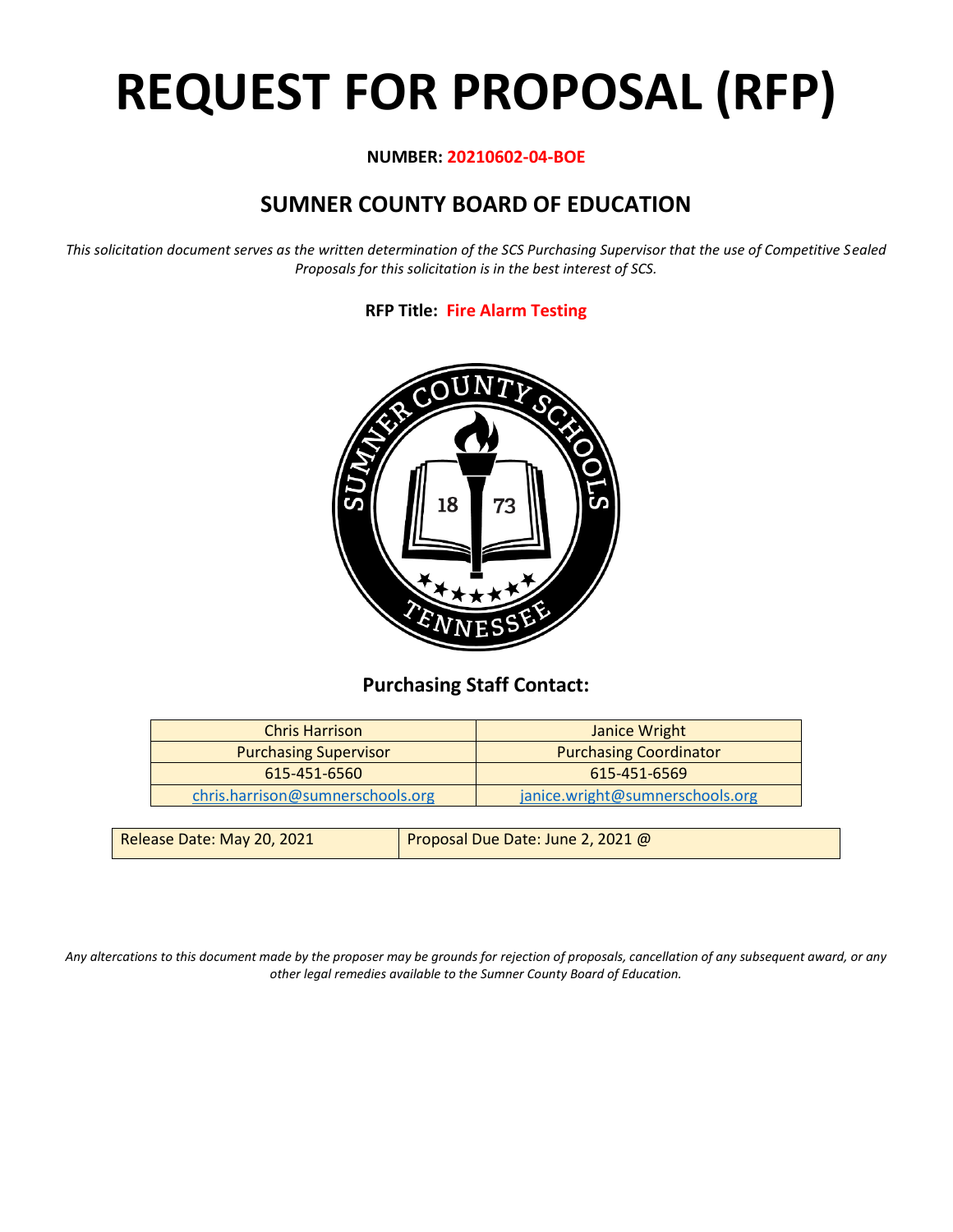# REQUEST FOR PROPOSAL (RFP)

**NUMBER: 20210602-04-BOE**

## SUMNER COUNTY BOARD OF EDUCATION

*This solicitation document serves as the written determination of the SCS Purchasing Supervisor that the use of Competitive Sealed Proposals for this solicitation is in the best interest of SCS.*

**RFP Title: Fire Alarm Testing**

### Purchasing Staff Contact:

| Chris Harrison | Janice Wright |
|---|---|
| Purchasing Supervisor | Purchasing Coordinator |
| 615-451-6560 | 615-451-6569 |
| chris.harrison@sumnerschools.org | janice.wright@sumnerschools.org |

| Release Date: May 20, 2021 | Proposal Due Date: June 2, 2021 @ |
|---|---|

*Any altercations to this document made by the proposer may be grounds for rejection of proposals, cancellation of any subsequent award, or any other legal remedies available to the Sumner County Board of Education.*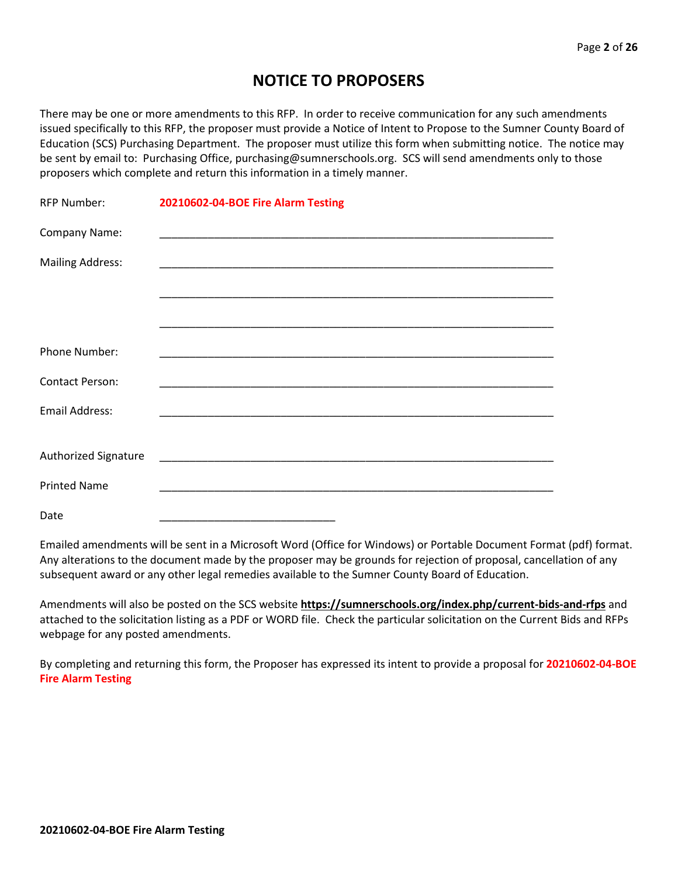# NOTICE TO PROPOSERS

There may be one or more amendments to this RFP. In order to receive communication for any such amendments issued specifically to this RFP, the proposer must provide a Notice of Intent to Propose to the Sumner County Board of Education (SCS) Purchasing Department. The proposer must utilize this form when submitting notice. The notice may be sent by email to: Purchasing Office, purchasing@sumnerschools.org. SCS will send amendments only to those proposers which complete and return this information in a timely manner.

RFP Number: **20210602-04-BOE Fire Alarm Testing**

Company Name: ____________________________________________________________

Mailing Address: ____________________________________________________________

____________________________________________________________

____________________________________________________________

Phone Number: ____________________________________________________________

Contact Person: ____________________________________________________________

Email Address: ____________________________________________________________

Authorized Signature ____________________________________________________________

Printed Name ____________________________________________________________

Date ____________________________

Emailed amendments will be sent in a Microsoft Word (Office for Windows) or Portable Document Format (pdf) format. Any alterations to the document made by the proposer may be grounds for rejection of proposal, cancellation of any subsequent award or any other legal remedies available to the Sumner County Board of Education.

Amendments will also be posted on the SCS website **https://sumnerschools.org/index.php/current-bids-and-rfps** and attached to the solicitation listing as a PDF or WORD file. Check the particular solicitation on the Current Bids and RFPs webpage for any posted amendments.

By completing and returning this form, the Proposer has expressed its intent to provide a proposal for **20210602-04-BOE Fire Alarm Testing**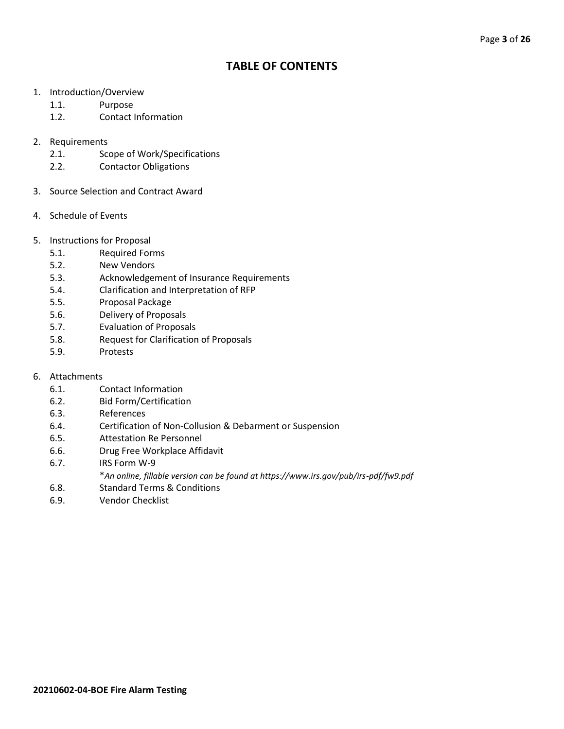# TABLE OF CONTENTS

1. Introduction/Overview
   - 1.1. Purpose
   - 1.2. Contact Information

2. Requirements
   - 2.1. Scope of Work/Specifications
   - 2.2. Contactor Obligations

3. Source Selection and Contract Award

4. Schedule of Events

5. Instructions for Proposal
   - 5.1. Required Forms
   - 5.2. New Vendors
   - 5.3. Acknowledgement of Insurance Requirements
   - 5.4. Clarification and Interpretation of RFP
   - 5.5. Proposal Package
   - 5.6. Delivery of Proposals
   - 5.7. Evaluation of Proposals
   - 5.8. Request for Clarification of Proposals
   - 5.9. Protests

6. Attachments
   - 6.1. Contact Information
   - 6.2. Bid Form/Certification
   - 6.3. References
   - 6.4. Certification of Non-Collusion & Debarment or Suspension
   - 6.5. Attestation Re Personnel
   - 6.6. Drug Free Workplace Affidavit
   - 6.7. IRS Form W-9
     *\*An online, fillable version can be found at https://www.irs.gov/pub/irs-pdf/fw9.pdf*
   - 6.8. Standard Terms & Conditions
   - 6.9. Vendor Checklist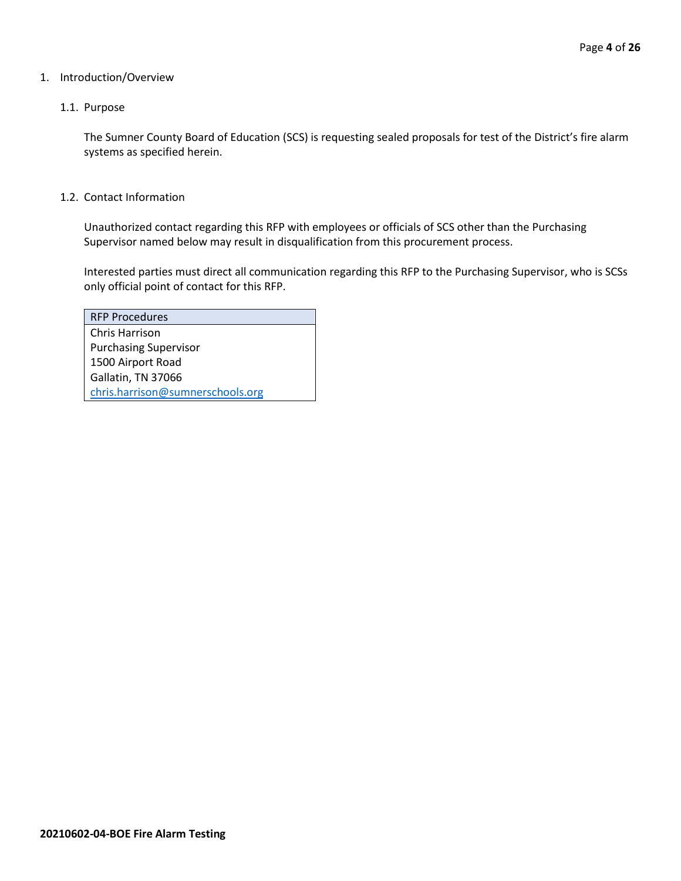# 1. Introduction/Overview

## 1.1. Purpose

The Sumner County Board of Education (SCS) is requesting sealed proposals for test of the District's fire alarm systems as specified herein.

## 1.2. Contact Information

Unauthorized contact regarding this RFP with employees or officials of SCS other than the Purchasing Supervisor named below may result in disqualification from this procurement process.

Interested parties must direct all communication regarding this RFP to the Purchasing Supervisor, who is SCSs only official point of contact for this RFP.

| RFP Procedures |
|---|
| Chris Harrison<br>Purchasing Supervisor<br>1500 Airport Road<br>Gallatin, TN 37066<br>chris.harrison@sumnerschools.org |

**20210602-04-BOE Fire Alarm Testing**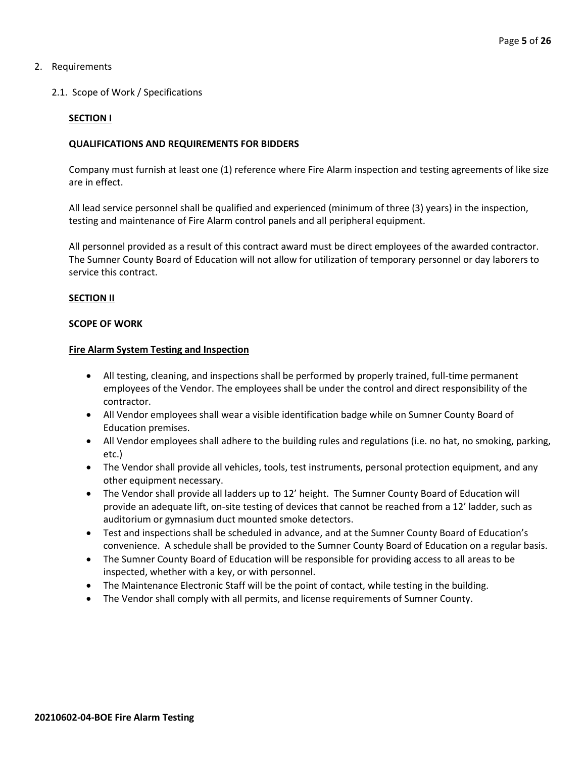2. Requirements

    2.1. Scope of Work / Specifications

**SECTION I**

**QUALIFICATIONS AND REQUIREMENTS FOR BIDDERS**

Company must furnish at least one (1) reference where Fire Alarm inspection and testing agreements of like size are in effect.

All lead service personnel shall be qualified and experienced (minimum of three (3) years) in the inspection, testing and maintenance of Fire Alarm control panels and all peripheral equipment.

All personnel provided as a result of this contract award must be direct employees of the awarded contractor. The Sumner County Board of Education will not allow for utilization of temporary personnel or day laborers to service this contract.

**SECTION II**

**SCOPE OF WORK**

**Fire Alarm System Testing and Inspection**

- All testing, cleaning, and inspections shall be performed by properly trained, full-time permanent employees of the Vendor. The employees shall be under the control and direct responsibility of the contractor.
- All Vendor employees shall wear a visible identification badge while on Sumner County Board of Education premises.
- All Vendor employees shall adhere to the building rules and regulations (i.e. no hat, no smoking, parking, etc.)
- The Vendor shall provide all vehicles, tools, test instruments, personal protection equipment, and any other equipment necessary.
- The Vendor shall provide all ladders up to 12' height. The Sumner County Board of Education will provide an adequate lift, on-site testing of devices that cannot be reached from a 12' ladder, such as auditorium or gymnasium duct mounted smoke detectors.
- Test and inspections shall be scheduled in advance, and at the Sumner County Board of Education's convenience. A schedule shall be provided to the Sumner County Board of Education on a regular basis.
- The Sumner County Board of Education will be responsible for providing access to all areas to be inspected, whether with a key, or with personnel.
- The Maintenance Electronic Staff will be the point of contact, while testing in the building.
- The Vendor shall comply with all permits, and license requirements of Sumner County.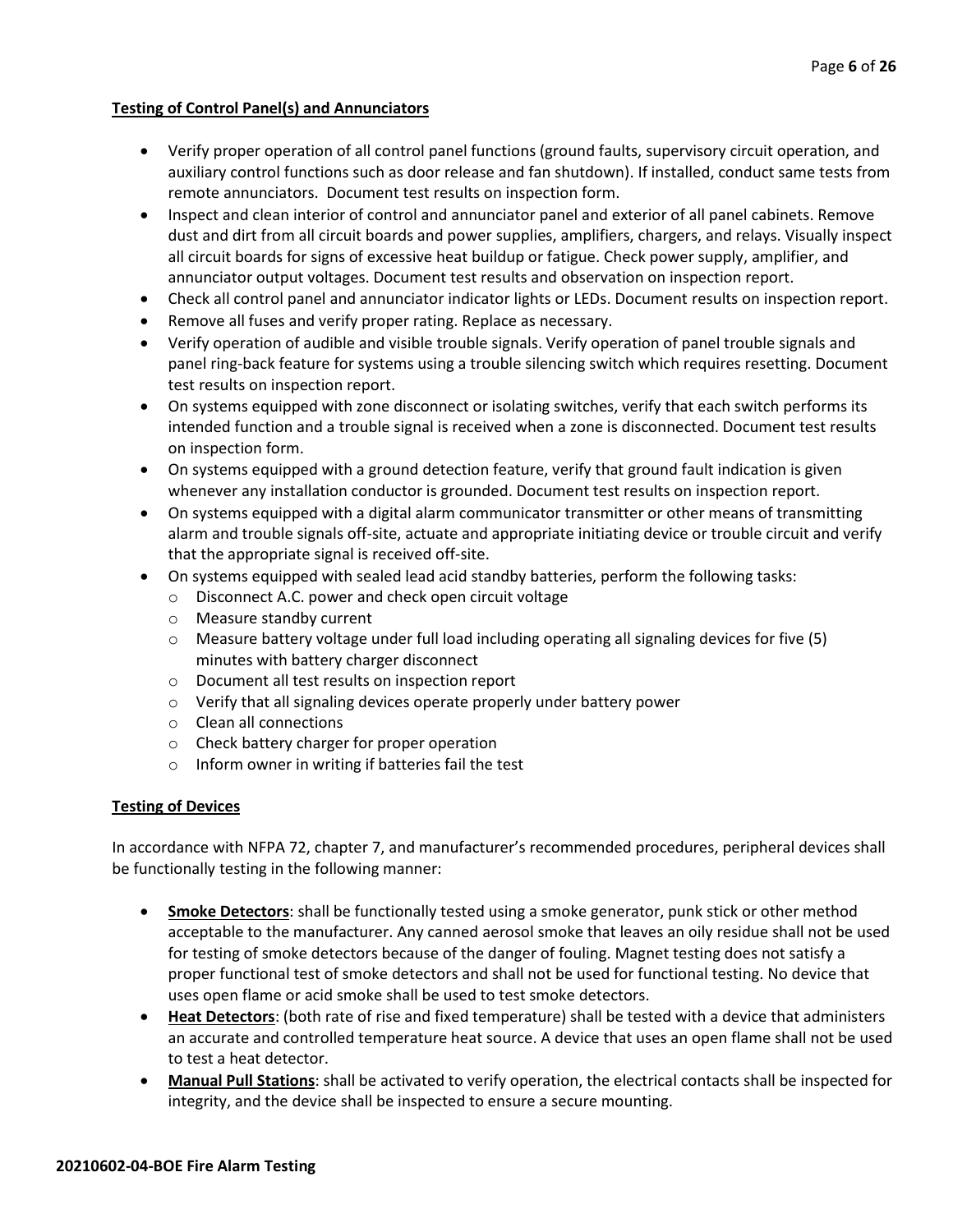**Testing of Control Panel(s) and Annunciators**

- Verify proper operation of all control panel functions (ground faults, supervisory circuit operation, and auxiliary control functions such as door release and fan shutdown). If installed, conduct same tests from remote annunciators. Document test results on inspection form.
- Inspect and clean interior of control and annunciator panel and exterior of all panel cabinets. Remove dust and dirt from all circuit boards and power supplies, amplifiers, chargers, and relays. Visually inspect all circuit boards for signs of excessive heat buildup or fatigue. Check power supply, amplifier, and annunciator output voltages. Document test results and observation on inspection report.
- Check all control panel and annunciator indicator lights or LEDs. Document results on inspection report.
- Remove all fuses and verify proper rating. Replace as necessary.
- Verify operation of audible and visible trouble signals. Verify operation of panel trouble signals and panel ring-back feature for systems using a trouble silencing switch which requires resetting. Document test results on inspection report.
- On systems equipped with zone disconnect or isolating switches, verify that each switch performs its intended function and a trouble signal is received when a zone is disconnected. Document test results on inspection form.
- On systems equipped with a ground detection feature, verify that ground fault indication is given whenever any installation conductor is grounded. Document test results on inspection report.
- On systems equipped with a digital alarm communicator transmitter or other means of transmitting alarm and trouble signals off-site, actuate and appropriate initiating device or trouble circuit and verify that the appropriate signal is received off-site.
- On systems equipped with sealed lead acid standby batteries, perform the following tasks:
  - Disconnect A.C. power and check open circuit voltage
  - Measure standby current
  - Measure battery voltage under full load including operating all signaling devices for five (5) minutes with battery charger disconnect
  - Document all test results on inspection report
  - Verify that all signaling devices operate properly under battery power
  - Clean all connections
  - Check battery charger for proper operation
  - Inform owner in writing if batteries fail the test

**Testing of Devices**

In accordance with NFPA 72, chapter 7, and manufacturer's recommended procedures, peripheral devices shall be functionally testing in the following manner:

- **Smoke Detectors**: shall be functionally tested using a smoke generator, punk stick or other method acceptable to the manufacturer. Any canned aerosol smoke that leaves an oily residue shall not be used for testing of smoke detectors because of the danger of fouling. Magnet testing does not satisfy a proper functional test of smoke detectors and shall not be used for functional testing. No device that uses open flame or acid smoke shall be used to test smoke detectors.
- **Heat Detectors**: (both rate of rise and fixed temperature) shall be tested with a device that administers an accurate and controlled temperature heat source. A device that uses an open flame shall not be used to test a heat detector.
- **Manual Pull Stations**: shall be activated to verify operation, the electrical contacts shall be inspected for integrity, and the device shall be inspected to ensure a secure mounting.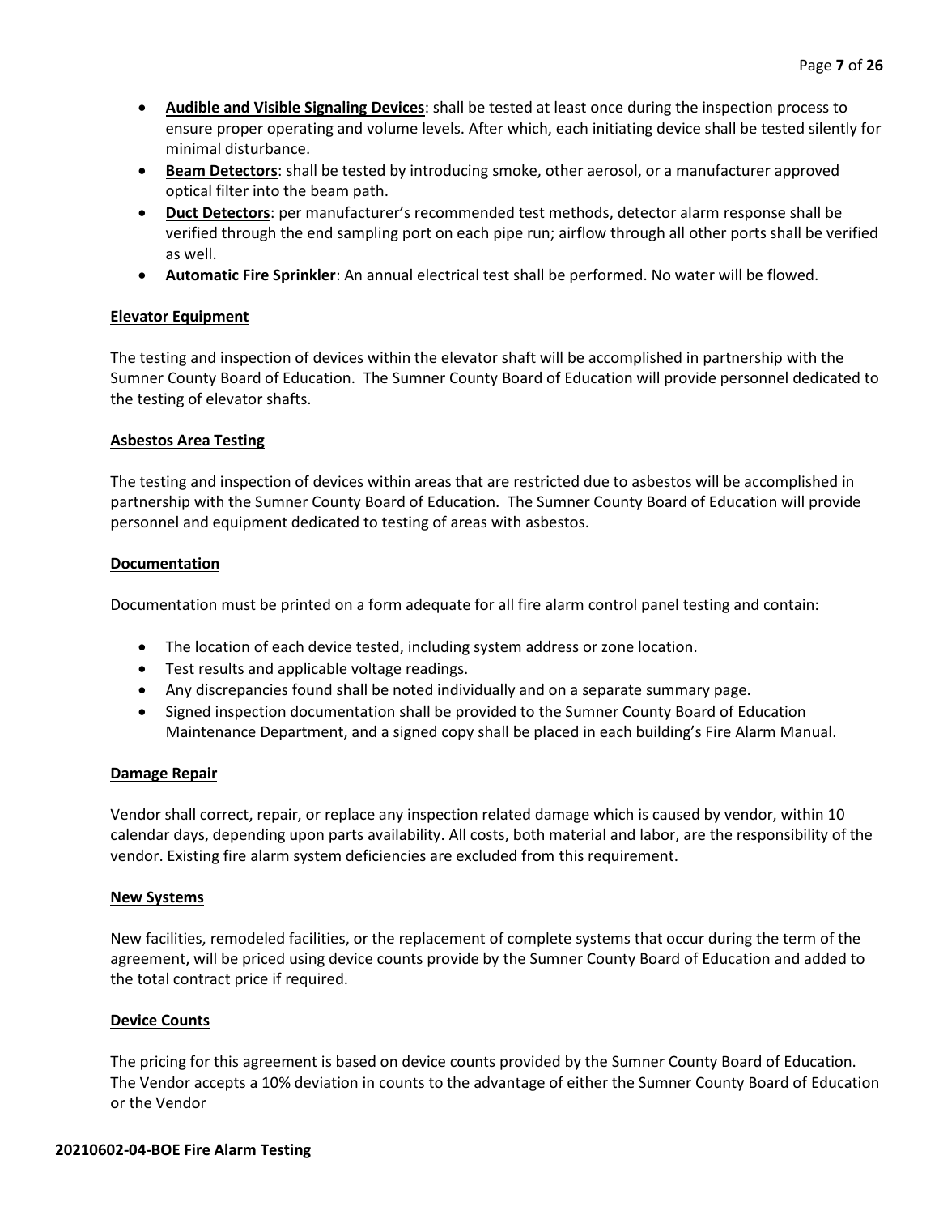- **Audible and Visible Signaling Devices**: shall be tested at least once during the inspection process to ensure proper operating and volume levels. After which, each initiating device shall be tested silently for minimal disturbance.
- **Beam Detectors**: shall be tested by introducing smoke, other aerosol, or a manufacturer approved optical filter into the beam path.
- **Duct Detectors**: per manufacturer's recommended test methods, detector alarm response shall be verified through the end sampling port on each pipe run; airflow through all other ports shall be verified as well.
- **Automatic Fire Sprinkler**: An annual electrical test shall be performed. No water will be flowed.

**Elevator Equipment**

The testing and inspection of devices within the elevator shaft will be accomplished in partnership with the Sumner County Board of Education. The Sumner County Board of Education will provide personnel dedicated to the testing of elevator shafts.

**Asbestos Area Testing**

The testing and inspection of devices within areas that are restricted due to asbestos will be accomplished in partnership with the Sumner County Board of Education. The Sumner County Board of Education will provide personnel and equipment dedicated to testing of areas with asbestos.

**Documentation**

Documentation must be printed on a form adequate for all fire alarm control panel testing and contain:

- The location of each device tested, including system address or zone location.
- Test results and applicable voltage readings.
- Any discrepancies found shall be noted individually and on a separate summary page.
- Signed inspection documentation shall be provided to the Sumner County Board of Education Maintenance Department, and a signed copy shall be placed in each building's Fire Alarm Manual.

**Damage Repair**

Vendor shall correct, repair, or replace any inspection related damage which is caused by vendor, within 10 calendar days, depending upon parts availability. All costs, both material and labor, are the responsibility of the vendor. Existing fire alarm system deficiencies are excluded from this requirement.

**New Systems**

New facilities, remodeled facilities, or the replacement of complete systems that occur during the term of the agreement, will be priced using device counts provide by the Sumner County Board of Education and added to the total contract price if required.

**Device Counts**

The pricing for this agreement is based on device counts provided by the Sumner County Board of Education. The Vendor accepts a 10% deviation in counts to the advantage of either the Sumner County Board of Education or the Vendor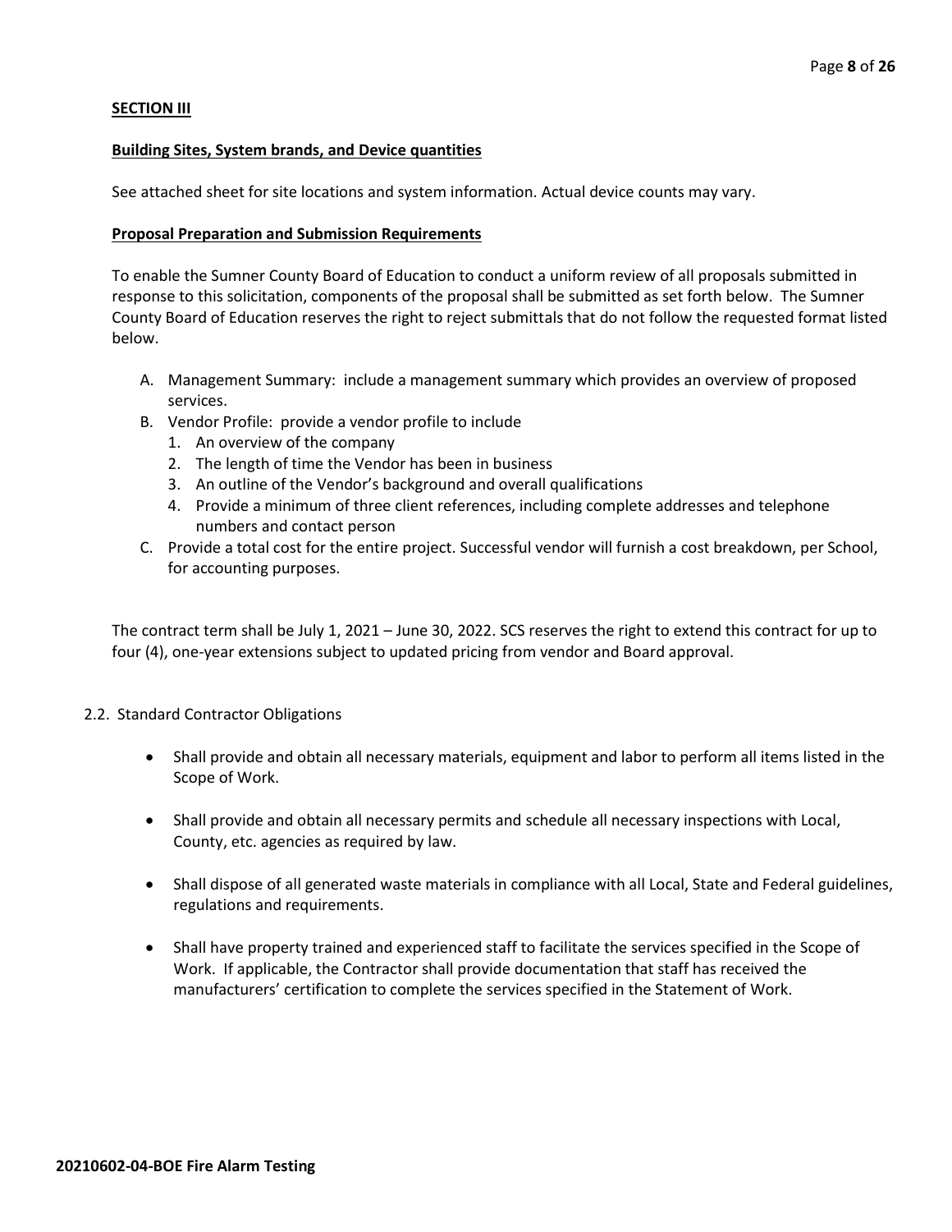**SECTION III**

**Building Sites, System brands, and Device quantities**

See attached sheet for site locations and system information. Actual device counts may vary.

**Proposal Preparation and Submission Requirements**

To enable the Sumner County Board of Education to conduct a uniform review of all proposals submitted in response to this solicitation, components of the proposal shall be submitted as set forth below. The Sumner County Board of Education reserves the right to reject submittals that do not follow the requested format listed below.

A. Management Summary: include a management summary which provides an overview of proposed services.
B. Vendor Profile: provide a vendor profile to include
   1. An overview of the company
   2. The length of time the Vendor has been in business
   3. An outline of the Vendor's background and overall qualifications
   4. Provide a minimum of three client references, including complete addresses and telephone numbers and contact person
C. Provide a total cost for the entire project. Successful vendor will furnish a cost breakdown, per School, for accounting purposes.

The contract term shall be July 1, 2021 – June 30, 2022. SCS reserves the right to extend this contract for up to four (4), one-year extensions subject to updated pricing from vendor and Board approval.

2.2. Standard Contractor Obligations

- Shall provide and obtain all necessary materials, equipment and labor to perform all items listed in the Scope of Work.
- Shall provide and obtain all necessary permits and schedule all necessary inspections with Local, County, etc. agencies as required by law.
- Shall dispose of all generated waste materials in compliance with all Local, State and Federal guidelines, regulations and requirements.
- Shall have property trained and experienced staff to facilitate the services specified in the Scope of Work. If applicable, the Contractor shall provide documentation that staff has received the manufacturers' certification to complete the services specified in the Statement of Work.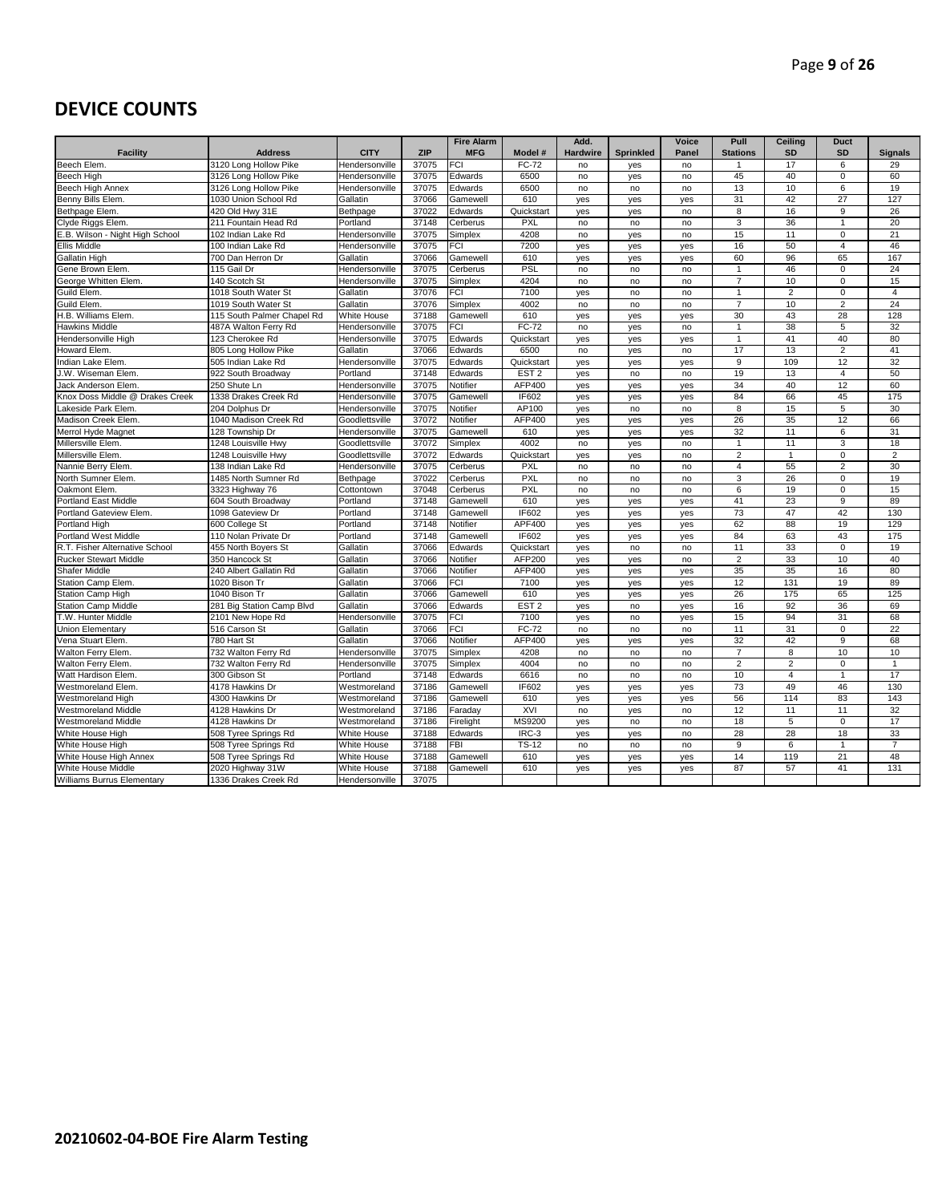## DEVICE COUNTS

| Facility | Address | CITY | ZIP | Fire Alarm MFG | Model # | Add. Hardwire | Sprinkled | Voice Panel | Pull Stations | Ceiling SD | Duct SD | Signals |
|---|---|---|---|---|---|---|---|---|---|---|---|---|
| Beech Elem. | 3120 Long Hollow Pike | Hendersonville | 37075 | FCI | FC-72 | no | yes | no | 1 | 17 | 6 | 29 |
| Beech High | 3126 Long Hollow Pike | Hendersonville | 37075 | Edwards | 6500 | no | yes | no | 45 | 40 | 0 | 60 |
| Beech High Annex | 3126 Long Hollow Pike | Hendersonville | 37075 | Edwards | 6500 | no | no | no | 13 | 10 | 6 | 19 |
| Benny Bills Elem. | 1030 Union School Rd | Gallatin | 37066 | Gamewell | 610 | yes | yes | yes | 31 | 42 | 27 | 127 |
| Bethpage Elem. | 420 Old Hwy 31E | Bethpage | 37022 | Edwards | Quickstart | yes | yes | no | 8 | 16 | 9 | 26 |
| Clyde Riggs Elem. | 211 Fountain Head Rd | Portland | 37148 | Cerberus | PXL | no | no | no | 3 | 36 | 1 | 20 |
| E.B. Wilson - Night High School | 102 Indian Lake Rd | Hendersonville | 37075 | Simplex | 4208 | no | yes | no | 15 | 11 | 0 | 21 |
| Ellis Middle | 100 Indian Lake Rd | Hendersonville | 37075 | FCI | 7200 | yes | yes | yes | 16 | 50 | 4 | 46 |
| Gallatin High | 700 Dan Herron Dr | Gallatin | 37066 | Gamewell | 610 | yes | yes | yes | 60 | 96 | 65 | 167 |
| Gene Brown Elem. | 115 Gail Dr | Hendersonville | 37075 | Cerberus | PSL | no | no | no | 1 | 46 | 0 | 24 |
| George Whitten Elem. | 140 Scotch St | Hendersonville | 37075 | Simplex | 4204 | no | no | no | 7 | 10 | 0 | 15 |
| Guild Elem. | 1018 South Water St | Gallatin | 37076 | FCI | 7100 | yes | no | no | 1 | 2 | 0 | 4 |
| Guild Elem. | 1019 South Water St | Gallatin | 37076 | Simplex | 4002 | no | no | no | 7 | 10 | 2 | 24 |
| H.B. Williams Elem. | 115 South Palmer Chapel Rd | White House | 37188 | Gamewell | 610 | yes | yes | yes | 30 | 43 | 28 | 128 |
| Hawkins Middle | 487A Walton Ferry Rd | Hendersonville | 37075 | FCI | FC-72 | no | yes | no | 1 | 38 | 5 | 32 |
| Hendersonville High | 123 Cherokee Rd | Hendersonville | 37075 | Edwards | Quickstart | yes | yes | yes | 1 | 41 | 40 | 80 |
| Howard Elem. | 805 Long Hollow Pike | Gallatin | 37066 | Edwards | 6500 | no | yes | no | 17 | 13 | 2 | 41 |
| Indian Lake Elem. | 505 Indian Lake Rd | Hendersonville | 37075 | Edwards | Quickstart | yes | yes | yes | 9 | 109 | 12 | 32 |
| J.W. Wiseman Elem. | 922 South Broadway | Portland | 37148 | Edwards | EST 2 | yes | no | no | 19 | 13 | 4 | 50 |
| Jack Anderson Elem. | 250 Shute Ln | Hendersonville | 37075 | Notifier | AFP400 | yes | yes | yes | 34 | 40 | 12 | 60 |
| Knox Doss Middle @ Drakes Creek | 1338 Drakes Creek Rd | Hendersonville | 37075 | Gamewell | IF602 | yes | yes | yes | 84 | 66 | 45 | 175 |
| Lakeside Park Elem. | 204 Dolphus Dr | Hendersonville | 37075 | Notifier | AP100 | yes | no | no | 8 | 15 | 5 | 30 |
| Madison Creek Elem. | 1040 Madison Creek Rd | Goodlettsville | 37072 | Notifier | AFP400 | yes | yes | yes | 26 | 35 | 12 | 66 |
| Merrol Hyde Magnet | 128 Township Dr | Hendersonville | 37075 | Gamewell | 610 | yes | yes | yes | 32 | 11 | 6 | 31 |
| Millersville Elem. | 1248 Louisville Hwy | Goodlettsville | 37072 | Simplex | 4002 | no | yes | no | 1 | 11 | 3 | 18 |
| Millersville Elem. | 1248 Louisville Hwy | Goodlettsville | 37072 | Edwards | Quickstart | yes | yes | no | 2 | 1 | 0 | 2 |
| Nannie Berry Elem. | 138 Indian Lake Rd | Hendersonville | 37075 | Cerberus | PXL | no | no | no | 4 | 55 | 2 | 30 |
| North Sumner Elem. | 1485 North Sumner Rd | Bethpage | 37022 | Cerberus | PXL | no | no | no | 3 | 26 | 0 | 19 |
| Oakmont Elem. | 3323 Highway 76 | Cottontown | 37048 | Cerberus | PXL | no | no | no | 6 | 19 | 0 | 15 |
| Portland East Middle | 604 South Broadway | Portland | 37148 | Gamewell | 610 | yes | yes | yes | 41 | 23 | 9 | 89 |
| Portland Gateview Elem. | 1098 Gateview Dr | Portland | 37148 | Gamewell | IF602 | yes | yes | yes | 73 | 47 | 42 | 130 |
| Portland High | 600 College St | Portland | 37148 | Notifier | APF400 | yes | yes | yes | 62 | 88 | 19 | 129 |
| Portland West Middle | 110 Nolan Private Dr | Portland | 37148 | Gamewell | IF602 | yes | yes | yes | 84 | 63 | 43 | 175 |
| R.T. Fisher Alternative School | 455 North Boyers St | Gallatin | 37066 | Edwards | Quickstart | yes | no | no | 11 | 33 | 0 | 19 |
| Rucker Stewart Middle | 350 Hancock St | Gallatin | 37066 | Notifier | AFP200 | yes | yes | no | 2 | 33 | 10 | 40 |
| Shafer Middle | 240 Albert Gallatin Rd | Gallatin | 37066 | Notifier | AFP400 | yes | yes | yes | 35 | 35 | 16 | 80 |
| Station Camp Elem. | 1020 Bison Tr | Gallatin | 37066 | FCI | 7100 | yes | yes | yes | 12 | 131 | 19 | 89 |
| Station Camp High | 1040 Bison Tr | Gallatin | 37066 | Gamewell | 610 | yes | yes | yes | 26 | 175 | 65 | 125 |
| Station Camp Middle | 281 Big Station Camp Blvd | Gallatin | 37066 | Edwards | EST 2 | yes | no | yes | 16 | 92 | 36 | 69 |
| T.W. Hunter Middle | 2101 New Hope Rd | Hendersonville | 37075 | FCI | 7100 | yes | no | yes | 15 | 94 | 31 | 68 |
| Union Elementary | 516 Carson St | Gallatin | 37066 | FCI | FC-72 | no | no | no | 11 | 31 | 0 | 22 |
| Vena Stuart Elem. | 780 Hart St | Gallatin | 37066 | Notifier | AFP400 | yes | yes | yes | 32 | 42 | 9 | 68 |
| Walton Ferry Elem. | 732 Walton Ferry Rd | Hendersonville | 37075 | Simplex | 4208 | no | no | no | 7 | 8 | 10 | 10 |
| Walton Ferry Elem. | 732 Walton Ferry Rd | Hendersonville | 37075 | Simplex | 4004 | no | no | no | 2 | 2 | 0 | 1 |
| Watt Hardison Elem. | 300 Gibson St | Portland | 37148 | Edwards | 6616 | no | no | no | 10 | 4 | 1 | 17 |
| Westmoreland Elem. | 4178 Hawkins Dr | Westmoreland | 37186 | Gamewell | IF602 | yes | yes | yes | 73 | 49 | 46 | 130 |
| Westmoreland High | 4300 Hawkins Dr | Westmoreland | 37186 | Gamewell | 610 | yes | yes | yes | 56 | 114 | 83 | 143 |
| Westmoreland Middle | 4128 Hawkins Dr | Westmoreland | 37186 | Faraday | XVI | no | yes | no | 12 | 11 | 11 | 32 |
| Westmoreland Middle | 4128 Hawkins Dr | Westmoreland | 37186 | Firelight | MS9200 | yes | no | no | 18 | 5 | 0 | 17 |
| White House High | 508 Tyree Springs Rd | White House | 37188 | Edwards | IRC-3 | yes | yes | no | 28 | 28 | 18 | 33 |
| White House High | 508 Tyree Springs Rd | White House | 37188 | FBI | TS-12 | no | no | no | 9 | 6 | 1 | 7 |
| White House High Annex | 508 Tyree Springs Rd | White House | 37188 | Gamewell | 610 | yes | yes | yes | 14 | 119 | 21 | 48 |
| White House Middle | 2020 Highway 31W | White House | 37188 | Gamewell | 610 | yes | yes | yes | 87 | 57 | 41 | 131 |
| Williams Burrus Elementary | 1336 Drakes Creek Rd | Hendersonville | 37075 | | | | | | | | | |

**20210602-04-BOE Fire Alarm Testing**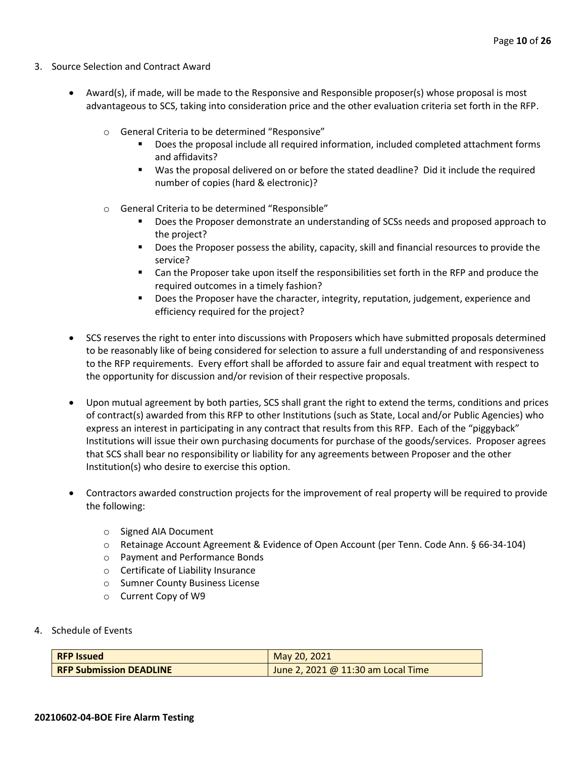3. Source Selection and Contract Award

- Award(s), if made, will be made to the Responsive and Responsible proposer(s) whose proposal is most advantageous to SCS, taking into consideration price and the other evaluation criteria set forth in the RFP.
  - General Criteria to be determined "Responsive"
    - Does the proposal include all required information, included completed attachment forms and affidavits?
    - Was the proposal delivered on or before the stated deadline? Did it include the required number of copies (hard & electronic)?
  - General Criteria to be determined "Responsible"
    - Does the Proposer demonstrate an understanding of SCSs needs and proposed approach to the project?
    - Does the Proposer possess the ability, capacity, skill and financial resources to provide the service?
    - Can the Proposer take upon itself the responsibilities set forth in the RFP and produce the required outcomes in a timely fashion?
    - Does the Proposer have the character, integrity, reputation, judgement, experience and efficiency required for the project?
- SCS reserves the right to enter into discussions with Proposers which have submitted proposals determined to be reasonably like of being considered for selection to assure a full understanding of and responsiveness to the RFP requirements. Every effort shall be afforded to assure fair and equal treatment with respect to the opportunity for discussion and/or revision of their respective proposals.
- Upon mutual agreement by both parties, SCS shall grant the right to extend the terms, conditions and prices of contract(s) awarded from this RFP to other Institutions (such as State, Local and/or Public Agencies) who express an interest in participating in any contract that results from this RFP. Each of the "piggyback" Institutions will issue their own purchasing documents for purchase of the goods/services. Proposer agrees that SCS shall bear no responsibility or liability for any agreements between Proposer and the other Institution(s) who desire to exercise this option.
- Contractors awarded construction projects for the improvement of real property will be required to provide the following:
  - Signed AIA Document
  - Retainage Account Agreement & Evidence of Open Account (per Tenn. Code Ann. § 66-34-104)
  - Payment and Performance Bonds
  - Certificate of Liability Insurance
  - Sumner County Business License
  - Current Copy of W9

4. Schedule of Events

| **RFP Issued** | May 20, 2021 |
|---|---|
| **RFP Submission DEADLINE** | June 2, 2021 @ 11:30 am Local Time |

**20210602-04-BOE Fire Alarm Testing**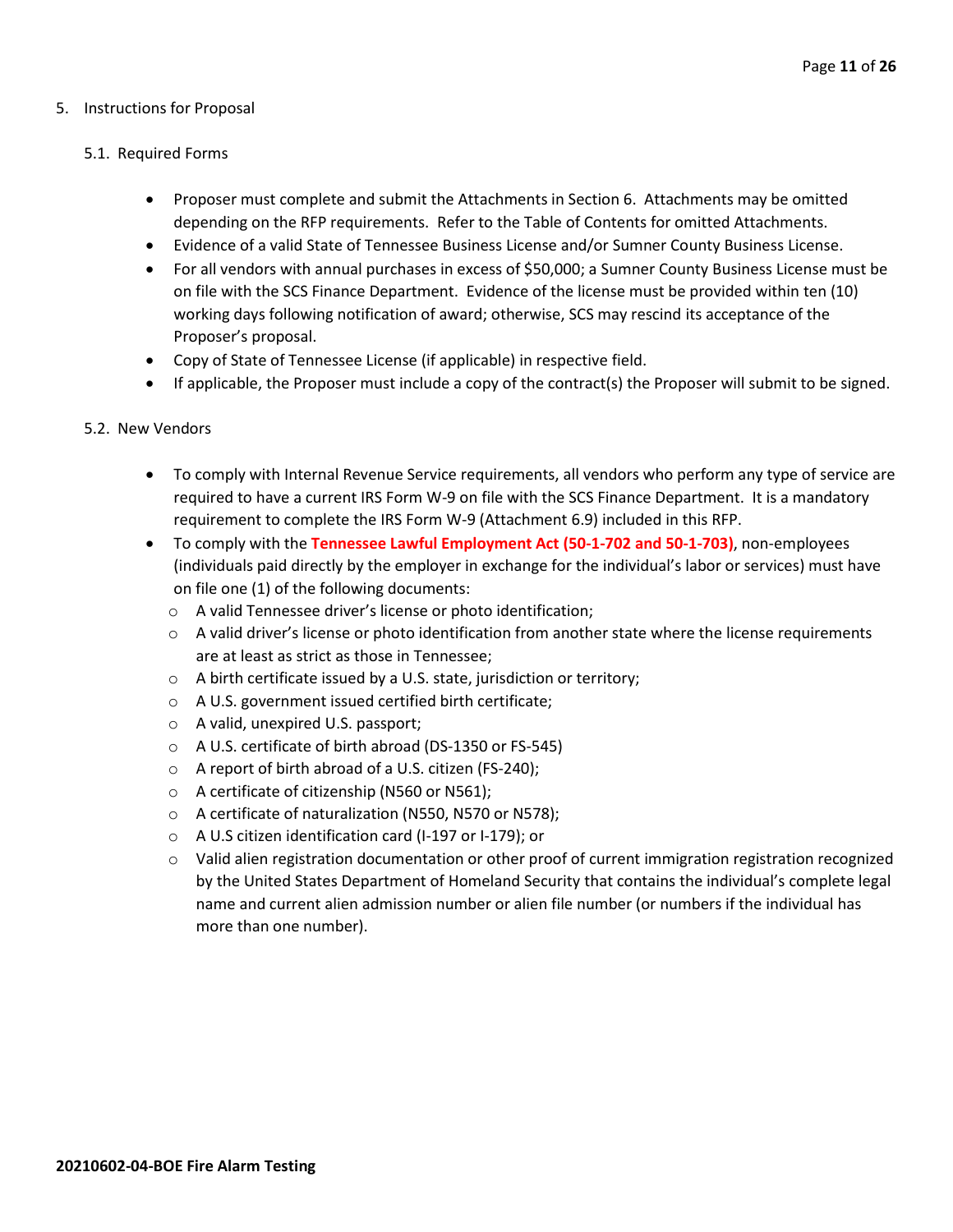5. Instructions for Proposal

5.1. Required Forms

- Proposer must complete and submit the Attachments in Section 6. Attachments may be omitted depending on the RFP requirements. Refer to the Table of Contents for omitted Attachments.
- Evidence of a valid State of Tennessee Business License and/or Sumner County Business License.
- For all vendors with annual purchases in excess of $50,000; a Sumner County Business License must be on file with the SCS Finance Department. Evidence of the license must be provided within ten (10) working days following notification of award; otherwise, SCS may rescind its acceptance of the Proposer's proposal.
- Copy of State of Tennessee License (if applicable) in respective field.
- If applicable, the Proposer must include a copy of the contract(s) the Proposer will submit to be signed.

5.2. New Vendors

- To comply with Internal Revenue Service requirements, all vendors who perform any type of service are required to have a current IRS Form W-9 on file with the SCS Finance Department. It is a mandatory requirement to complete the IRS Form W-9 (Attachment 6.9) included in this RFP.
- To comply with the **Tennessee Lawful Employment Act (50-1-702 and 50-1-703)**, non-employees (individuals paid directly by the employer in exchange for the individual's labor or services) must have on file one (1) of the following documents:
  - A valid Tennessee driver's license or photo identification;
  - A valid driver's license or photo identification from another state where the license requirements are at least as strict as those in Tennessee;
  - A birth certificate issued by a U.S. state, jurisdiction or territory;
  - A U.S. government issued certified birth certificate;
  - A valid, unexpired U.S. passport;
  - A U.S. certificate of birth abroad (DS-1350 or FS-545)
  - A report of birth abroad of a U.S. citizen (FS-240);
  - A certificate of citizenship (N560 or N561);
  - A certificate of naturalization (N550, N570 or N578);
  - A U.S citizen identification card (I-197 or I-179); or
  - Valid alien registration documentation or other proof of current immigration registration recognized by the United States Department of Homeland Security that contains the individual's complete legal name and current alien admission number or alien file number (or numbers if the individual has more than one number).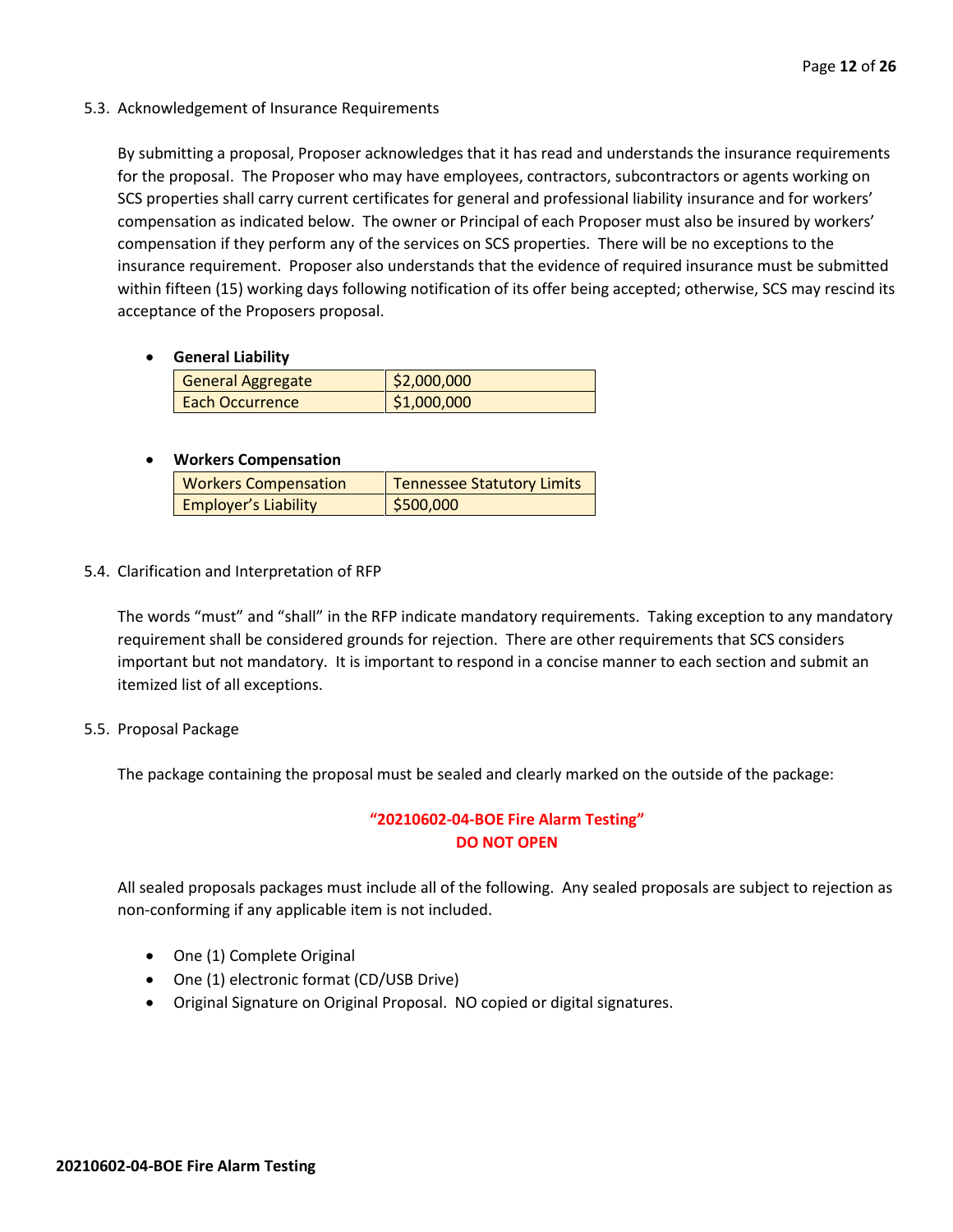### 5.3. Acknowledgement of Insurance Requirements

By submitting a proposal, Proposer acknowledges that it has read and understands the insurance requirements for the proposal. The Proposer who may have employees, contractors, subcontractors or agents working on SCS properties shall carry current certificates for general and professional liability insurance and for workers' compensation as indicated below. The owner or Principal of each Proposer must also be insured by workers' compensation if they perform any of the services on SCS properties. There will be no exceptions to the insurance requirement. Proposer also understands that the evidence of required insurance must be submitted within fifteen (15) working days following notification of its offer being accepted; otherwise, SCS may rescind its acceptance of the Proposers proposal.

- **General Liability**

| General Aggregate | $2,000,000 |
|---|---|
| Each Occurrence | $1,000,000 |

- **Workers Compensation**

| Workers Compensation | Tennessee Statutory Limits |
|---|---|
| Employer's Liability | $500,000 |

### 5.4. Clarification and Interpretation of RFP

The words "must" and "shall" in the RFP indicate mandatory requirements. Taking exception to any mandatory requirement shall be considered grounds for rejection. There are other requirements that SCS considers important but not mandatory. It is important to respond in a concise manner to each section and submit an itemized list of all exceptions.

### 5.5. Proposal Package

The package containing the proposal must be sealed and clearly marked on the outside of the package:

**"20210602-04-BOE Fire Alarm Testing"**
**DO NOT OPEN**

All sealed proposals packages must include all of the following. Any sealed proposals are subject to rejection as non-conforming if any applicable item is not included.

- One (1) Complete Original
- One (1) electronic format (CD/USB Drive)
- Original Signature on Original Proposal. NO copied or digital signatures.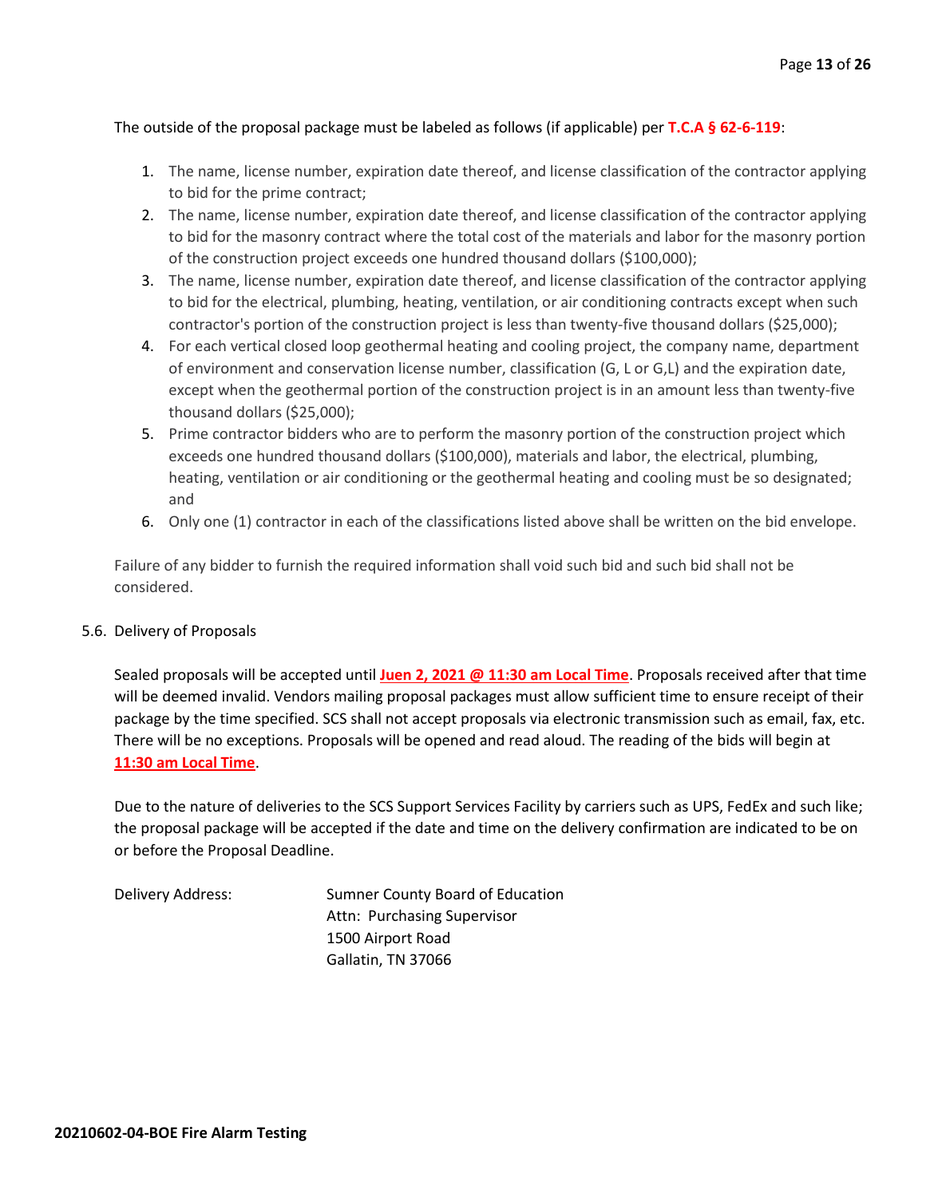The outside of the proposal package must be labeled as follows (if applicable) per **T.C.A § 62-6-119**:

1. The name, license number, expiration date thereof, and license classification of the contractor applying to bid for the prime contract;
2. The name, license number, expiration date thereof, and license classification of the contractor applying to bid for the masonry contract where the total cost of the materials and labor for the masonry portion of the construction project exceeds one hundred thousand dollars ($100,000);
3. The name, license number, expiration date thereof, and license classification of the contractor applying to bid for the electrical, plumbing, heating, ventilation, or air conditioning contracts except when such contractor's portion of the construction project is less than twenty-five thousand dollars ($25,000);
4. For each vertical closed loop geothermal heating and cooling project, the company name, department of environment and conservation license number, classification (G, L or G,L) and the expiration date, except when the geothermal portion of the construction project is in an amount less than twenty-five thousand dollars ($25,000);
5. Prime contractor bidders who are to perform the masonry portion of the construction project which exceeds one hundred thousand dollars ($100,000), materials and labor, the electrical, plumbing, heating, ventilation or air conditioning or the geothermal heating and cooling must be so designated; and
6. Only one (1) contractor in each of the classifications listed above shall be written on the bid envelope.

Failure of any bidder to furnish the required information shall void such bid and such bid shall not be considered.

5.6. Delivery of Proposals

Sealed proposals will be accepted until **Juen 2, 2021 @ 11:30 am Local Time**. Proposals received after that time will be deemed invalid. Vendors mailing proposal packages must allow sufficient time to ensure receipt of their package by the time specified. SCS shall not accept proposals via electronic transmission such as email, fax, etc. There will be no exceptions. Proposals will be opened and read aloud. The reading of the bids will begin at **11:30 am Local Time**.

Due to the nature of deliveries to the SCS Support Services Facility by carriers such as UPS, FedEx and such like; the proposal package will be accepted if the date and time on the delivery confirmation are indicated to be on or before the Proposal Deadline.

Delivery Address:

Sumner County Board of Education
Attn: Purchasing Supervisor
1500 Airport Road
Gallatin, TN 37066

**20210602-04-BOE Fire Alarm Testing**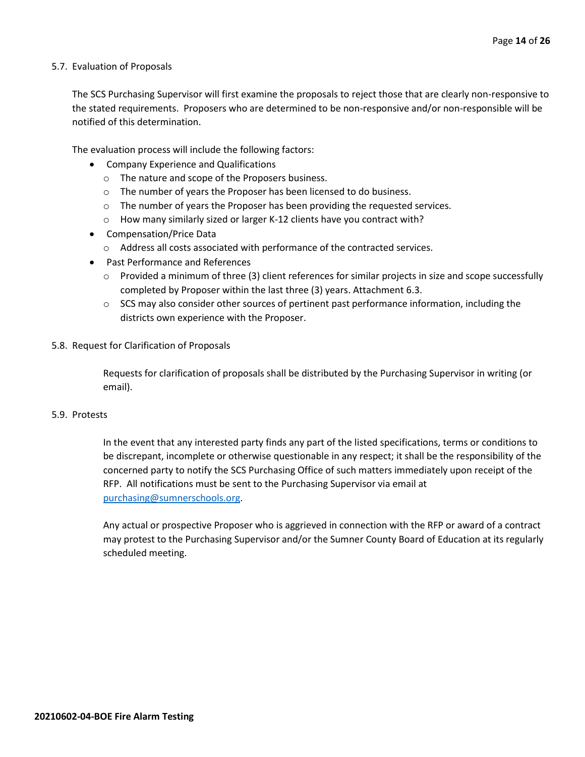### 5.7. Evaluation of Proposals

The SCS Purchasing Supervisor will first examine the proposals to reject those that are clearly non-responsive to the stated requirements. Proposers who are determined to be non-responsive and/or non-responsible will be notified of this determination.

The evaluation process will include the following factors:

- Company Experience and Qualifications
  - The nature and scope of the Proposers business.
  - The number of years the Proposer has been licensed to do business.
  - The number of years the Proposer has been providing the requested services.
  - How many similarly sized or larger K-12 clients have you contract with?
- Compensation/Price Data
  - Address all costs associated with performance of the contracted services.
- Past Performance and References
  - Provided a minimum of three (3) client references for similar projects in size and scope successfully completed by Proposer within the last three (3) years. Attachment 6.3.
  - SCS may also consider other sources of pertinent past performance information, including the districts own experience with the Proposer.

### 5.8. Request for Clarification of Proposals

Requests for clarification of proposals shall be distributed by the Purchasing Supervisor in writing (or email).

### 5.9. Protests

In the event that any interested party finds any part of the listed specifications, terms or conditions to be discrepant, incomplete or otherwise questionable in any respect; it shall be the responsibility of the concerned party to notify the SCS Purchasing Office of such matters immediately upon receipt of the RFP. All notifications must be sent to the Purchasing Supervisor via email at purchasing@sumnerschools.org.

Any actual or prospective Proposer who is aggrieved in connection with the RFP or award of a contract may protest to the Purchasing Supervisor and/or the Sumner County Board of Education at its regularly scheduled meeting.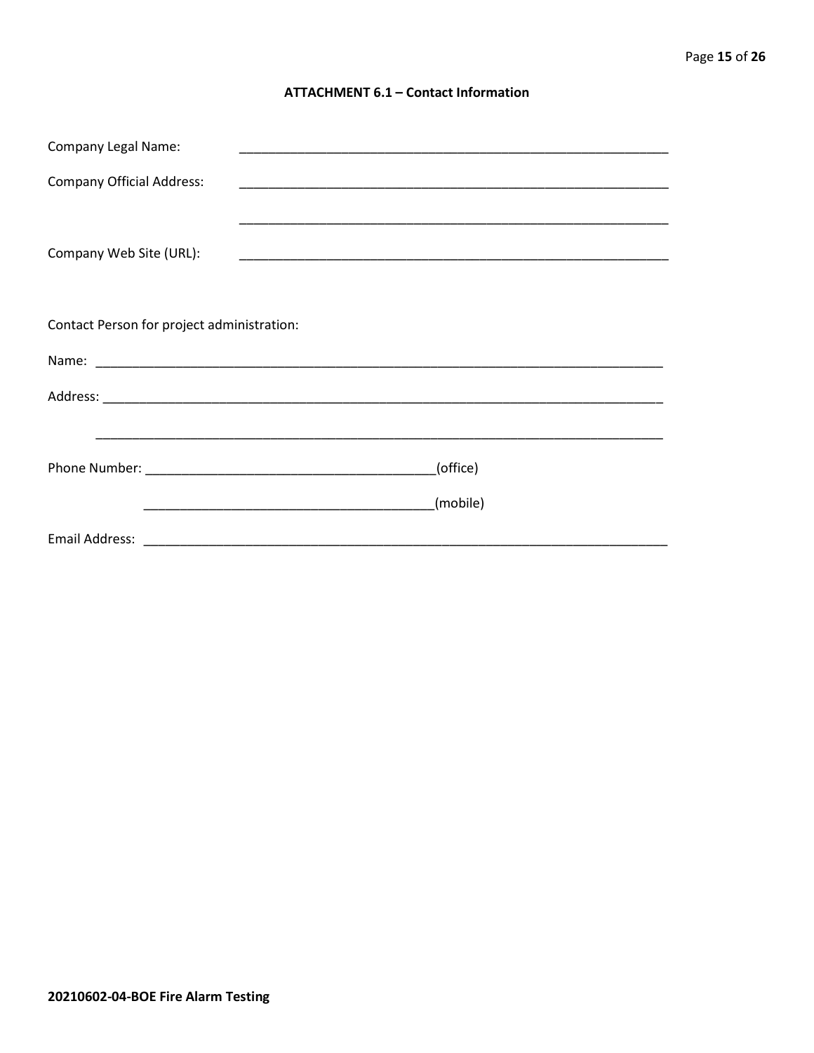## ATTACHMENT 6.1 – Contact Information

Company Legal Name: \_\_\_\_\_\_\_\_\_\_\_\_\_\_\_\_\_\_\_\_\_\_\_\_\_\_\_\_\_\_\_\_\_\_\_\_\_\_\_\_\_\_\_\_\_\_\_\_\_\_\_\_\_\_\_\_\_\_\_\_

Company Official Address: \_\_\_\_\_\_\_\_\_\_\_\_\_\_\_\_\_\_\_\_\_\_\_\_\_\_\_\_\_\_\_\_\_\_\_\_\_\_\_\_\_\_\_\_\_\_\_\_\_\_\_\_\_\_\_\_\_\_\_\_

\_\_\_\_\_\_\_\_\_\_\_\_\_\_\_\_\_\_\_\_\_\_\_\_\_\_\_\_\_\_\_\_\_\_\_\_\_\_\_\_\_\_\_\_\_\_\_\_\_\_\_\_\_\_\_\_\_\_\_\_

Company Web Site (URL): \_\_\_\_\_\_\_\_\_\_\_\_\_\_\_\_\_\_\_\_\_\_\_\_\_\_\_\_\_\_\_\_\_\_\_\_\_\_\_\_\_\_\_\_\_\_\_\_\_\_\_\_\_\_\_\_\_\_\_\_

Contact Person for project administration:

Name: \_\_\_\_\_\_\_\_\_\_\_\_\_\_\_\_\_\_\_\_\_\_\_\_\_\_\_\_\_\_\_\_\_\_\_\_\_\_\_\_\_\_\_\_\_\_\_\_\_\_\_\_\_\_\_\_\_\_\_\_\_\_\_\_\_\_\_\_\_\_\_\_\_\_\_\_\_\_

Address: \_\_\_\_\_\_\_\_\_\_\_\_\_\_\_\_\_\_\_\_\_\_\_\_\_\_\_\_\_\_\_\_\_\_\_\_\_\_\_\_\_\_\_\_\_\_\_\_\_\_\_\_\_\_\_\_\_\_\_\_\_\_\_\_\_\_\_\_\_\_\_\_\_\_\_\_\_

\_\_\_\_\_\_\_\_\_\_\_\_\_\_\_\_\_\_\_\_\_\_\_\_\_\_\_\_\_\_\_\_\_\_\_\_\_\_\_\_\_\_\_\_\_\_\_\_\_\_\_\_\_\_\_\_\_\_\_\_\_\_\_\_\_\_\_\_\_\_\_\_\_\_\_\_\_\_

Phone Number: \_\_\_\_\_\_\_\_\_\_\_\_\_\_\_\_\_\_\_\_\_\_\_\_\_\_\_\_\_\_\_\_\_\_\_\_\_\_\_\_(office)

\_\_\_\_\_\_\_\_\_\_\_\_\_\_\_\_\_\_\_\_\_\_\_\_\_\_\_\_\_\_\_\_\_\_\_\_\_\_\_\_(mobile)

Email Address: \_\_\_\_\_\_\_\_\_\_\_\_\_\_\_\_\_\_\_\_\_\_\_\_\_\_\_\_\_\_\_\_\_\_\_\_\_\_\_\_\_\_\_\_\_\_\_\_\_\_\_\_\_\_\_\_\_\_\_\_\_\_\_\_\_\_\_\_\_\_\_\_\_\_

**20210602-04-BOE Fire Alarm Testing**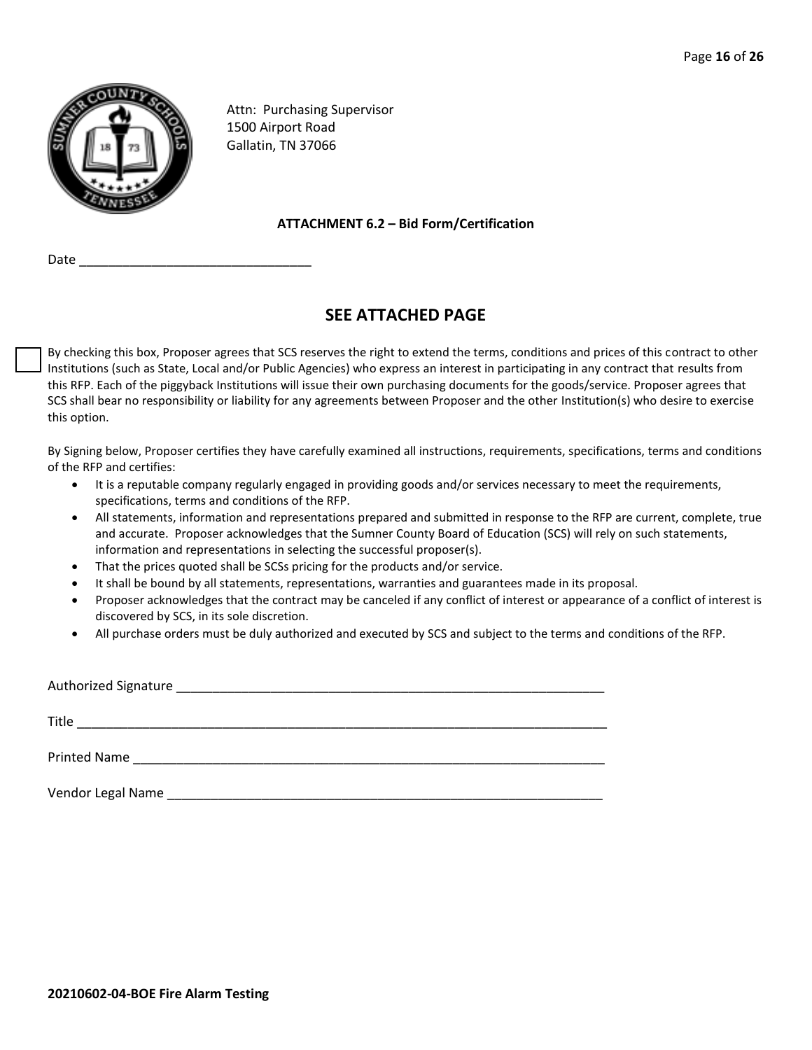Attn: Purchasing Supervisor
1500 Airport Road
Gallatin, TN 37066

**ATTACHMENT 6.2 – Bid Form/Certification**

Date ______________________________

## SEE ATTACHED PAGE

☐ By checking this box, Proposer agrees that SCS reserves the right to extend the terms, conditions and prices of this contract to other Institutions (such as State, Local and/or Public Agencies) who express an interest in participating in any contract that results from this RFP. Each of the piggyback Institutions will issue their own purchasing documents for the goods/service. Proposer agrees that SCS shall bear no responsibility or liability for any agreements between Proposer and the other Institution(s) who desire to exercise this option.

By Signing below, Proposer certifies they have carefully examined all instructions, requirements, specifications, terms and conditions of the RFP and certifies:

- It is a reputable company regularly engaged in providing goods and/or services necessary to meet the requirements, specifications, terms and conditions of the RFP.
- All statements, information and representations prepared and submitted in response to the RFP are current, complete, true and accurate. Proposer acknowledges that the Sumner County Board of Education (SCS) will rely on such statements, information and representations in selecting the successful proposer(s).
- That the prices quoted shall be SCSs pricing for the products and/or service.
- It shall be bound by all statements, representations, warranties and guarantees made in its proposal.
- Proposer acknowledges that the contract may be canceled if any conflict of interest or appearance of a conflict of interest is discovered by SCS, in its sole discretion.
- All purchase orders must be duly authorized and executed by SCS and subject to the terms and conditions of the RFP.

Authorized Signature ______________________________________________________

Title ______________________________________________________

Printed Name ______________________________________________________

Vendor Legal Name ______________________________________________________

**20210602-04-BOE Fire Alarm Testing**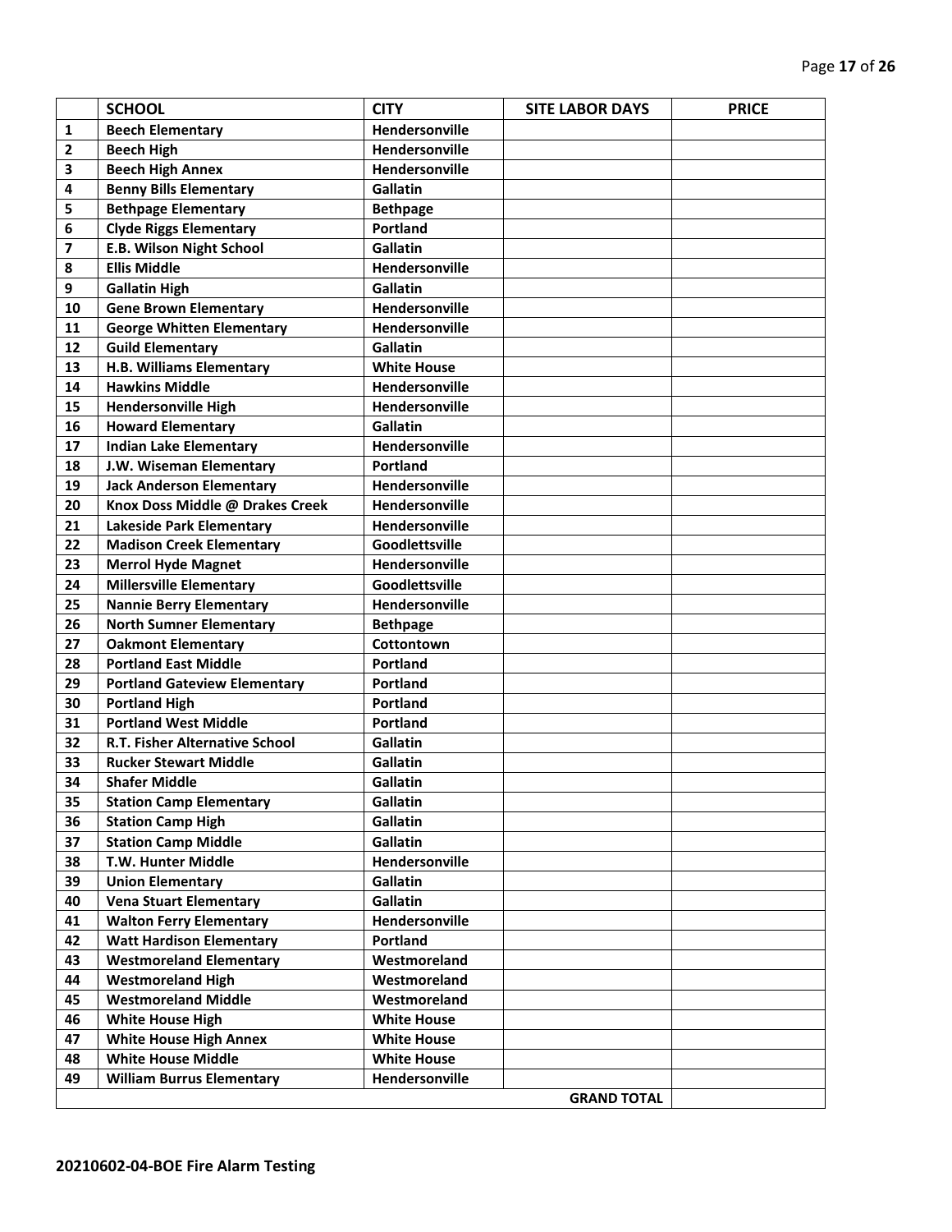|  | **SCHOOL** | **CITY** | **SITE LABOR DAYS** | **PRICE** |
|---|---|---|---|---|
| **1** | **Beech Elementary** | **Hendersonville** | | |
| **2** | **Beech High** | **Hendersonville** | | |
| **3** | **Beech High Annex** | **Hendersonville** | | |
| **4** | **Benny Bills Elementary** | **Gallatin** | | |
| **5** | **Bethpage Elementary** | **Bethpage** | | |
| **6** | **Clyde Riggs Elementary** | **Portland** | | |
| **7** | **E.B. Wilson Night School** | **Gallatin** | | |
| **8** | **Ellis Middle** | **Hendersonville** | | |
| **9** | **Gallatin High** | **Gallatin** | | |
| **10** | **Gene Brown Elementary** | **Hendersonville** | | |
| **11** | **George Whitten Elementary** | **Hendersonville** | | |
| **12** | **Guild Elementary** | **Gallatin** | | |
| **13** | **H.B. Williams Elementary** | **White House** | | |
| **14** | **Hawkins Middle** | **Hendersonville** | | |
| **15** | **Hendersonville High** | **Hendersonville** | | |
| **16** | **Howard Elementary** | **Gallatin** | | |
| **17** | **Indian Lake Elementary** | **Hendersonville** | | |
| **18** | **J.W. Wiseman Elementary** | **Portland** | | |
| **19** | **Jack Anderson Elementary** | **Hendersonville** | | |
| **20** | **Knox Doss Middle @ Drakes Creek** | **Hendersonville** | | |
| **21** | **Lakeside Park Elementary** | **Hendersonville** | | |
| **22** | **Madison Creek Elementary** | **Goodlettsville** | | |
| **23** | **Merrol Hyde Magnet** | **Hendersonville** | | |
| **24** | **Millersville Elementary** | **Goodlettsville** | | |
| **25** | **Nannie Berry Elementary** | **Hendersonville** | | |
| **26** | **North Sumner Elementary** | **Bethpage** | | |
| **27** | **Oakmont Elementary** | **Cottontown** | | |
| **28** | **Portland East Middle** | **Portland** | | |
| **29** | **Portland Gateview Elementary** | **Portland** | | |
| **30** | **Portland High** | **Portland** | | |
| **31** | **Portland West Middle** | **Portland** | | |
| **32** | **R.T. Fisher Alternative School** | **Gallatin** | | |
| **33** | **Rucker Stewart Middle** | **Gallatin** | | |
| **34** | **Shafer Middle** | **Gallatin** | | |
| **35** | **Station Camp Elementary** | **Gallatin** | | |
| **36** | **Station Camp High** | **Gallatin** | | |
| **37** | **Station Camp Middle** | **Gallatin** | | |
| **38** | **T.W. Hunter Middle** | **Hendersonville** | | |
| **39** | **Union Elementary** | **Gallatin** | | |
| **40** | **Vena Stuart Elementary** | **Gallatin** | | |
| **41** | **Walton Ferry Elementary** | **Hendersonville** | | |
| **42** | **Watt Hardison Elementary** | **Portland** | | |
| **43** | **Westmoreland Elementary** | **Westmoreland** | | |
| **44** | **Westmoreland High** | **Westmoreland** | | |
| **45** | **Westmoreland Middle** | **Westmoreland** | | |
| **46** | **White House High** | **White House** | | |
| **47** | **White House High Annex** | **White House** | | |
| **48** | **White House Middle** | **White House** | | |
| **49** | **William Burrus Elementary** | **Hendersonville** | | |
| | | | **GRAND TOTAL** | |

**20210602-04-BOE Fire Alarm Testing**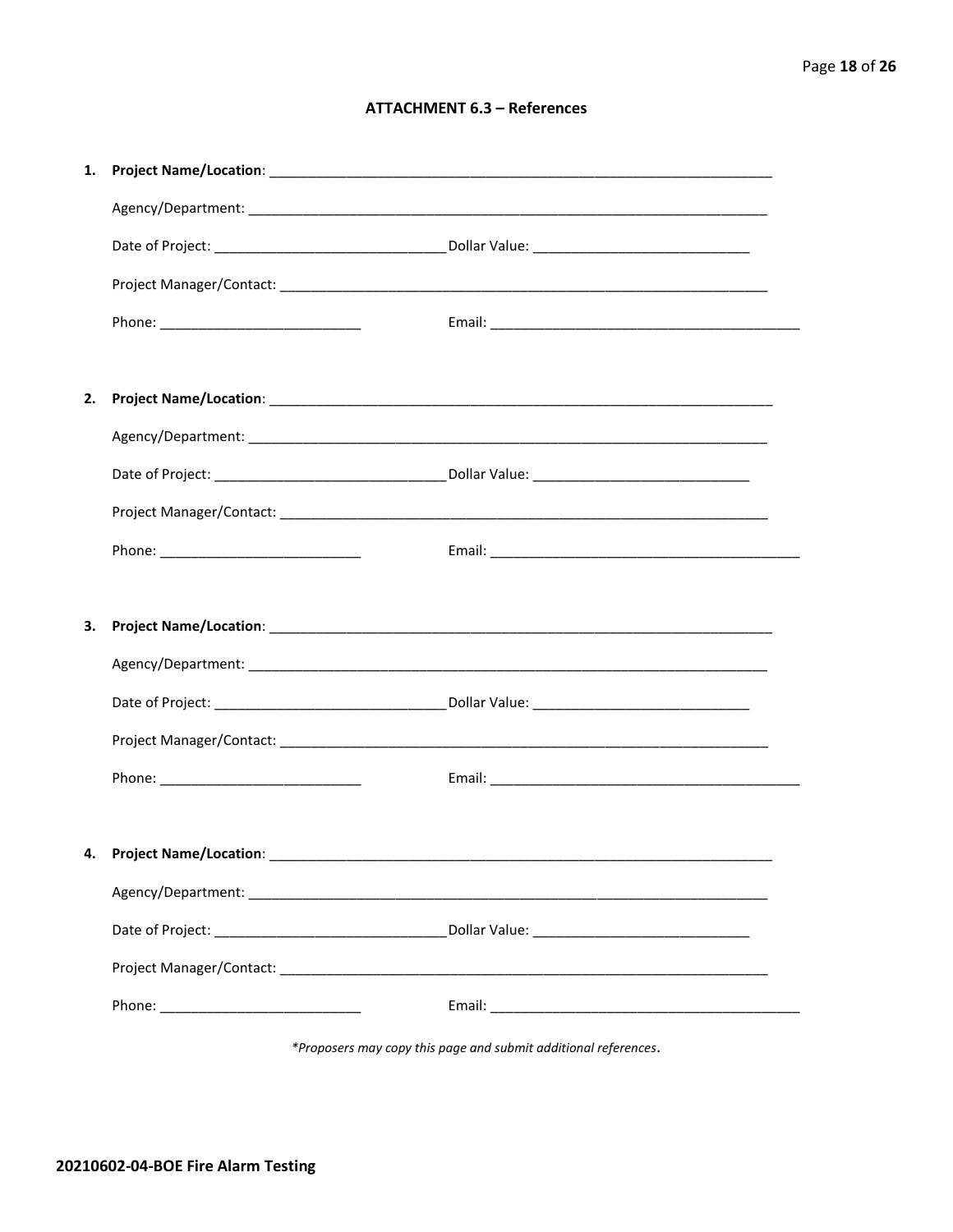### ATTACHMENT 6.3 – References

1. **Project Name/Location**: ______________________________________________________________________

   Agency/Department: ______________________________________________________________________

   Date of Project: ______________________________ Dollar Value: ____________________________

   Project Manager/Contact: _________________________________________________________________

   Phone: __________________________ Email: ________________________________________

2. **Project Name/Location**: ______________________________________________________________________

   Agency/Department: ______________________________________________________________________

   Date of Project: ______________________________ Dollar Value: ____________________________

   Project Manager/Contact: _________________________________________________________________

   Phone: __________________________ Email: ________________________________________

3. **Project Name/Location**: ______________________________________________________________________

   Agency/Department: ______________________________________________________________________

   Date of Project: ______________________________ Dollar Value: ____________________________

   Project Manager/Contact: _________________________________________________________________

   Phone: __________________________ Email: ________________________________________

4. **Project Name/Location**: ______________________________________________________________________

   Agency/Department: ______________________________________________________________________

   Date of Project: ______________________________ Dollar Value: ____________________________

   Project Manager/Contact: _________________________________________________________________

   Phone: __________________________ Email: ________________________________________

*\*Proposers may copy this page and submit additional references.*

**20210602-04-BOE Fire Alarm Testing**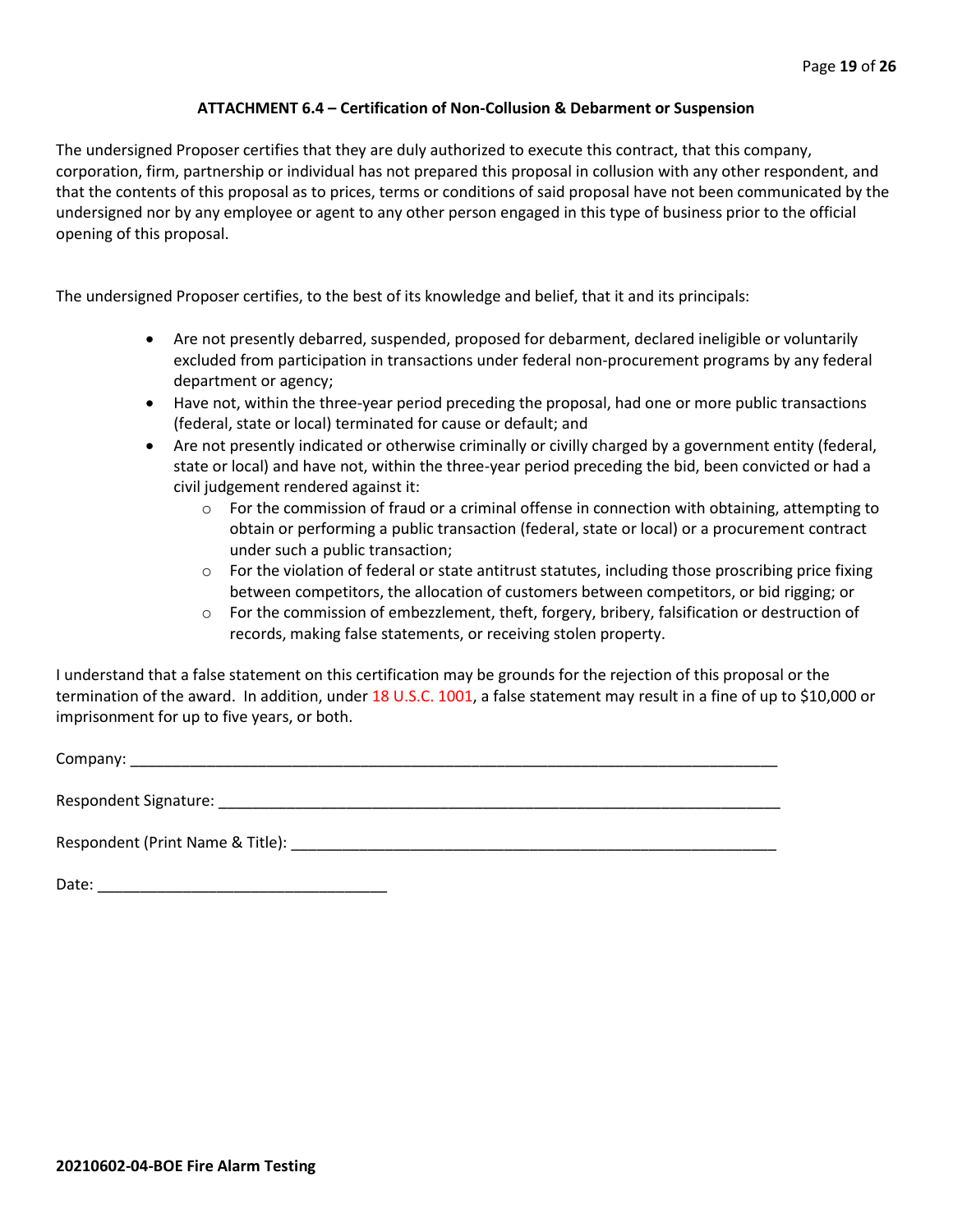### ATTACHMENT 6.4 – Certification of Non-Collusion & Debarment or Suspension

The undersigned Proposer certifies that they are duly authorized to execute this contract, that this company, corporation, firm, partnership or individual has not prepared this proposal in collusion with any other respondent, and that the contents of this proposal as to prices, terms or conditions of said proposal have not been communicated by the undersigned nor by any employee or agent to any other person engaged in this type of business prior to the official opening of this proposal.

The undersigned Proposer certifies, to the best of its knowledge and belief, that it and its principals:

- Are not presently debarred, suspended, proposed for debarment, declared ineligible or voluntarily excluded from participation in transactions under federal non-procurement programs by any federal department or agency;
- Have not, within the three-year period preceding the proposal, had one or more public transactions (federal, state or local) terminated for cause or default; and
- Are not presently indicated or otherwise criminally or civilly charged by a government entity (federal, state or local) and have not, within the three-year period preceding the bid, been convicted or had a civil judgement rendered against it:
  - For the commission of fraud or a criminal offense in connection with obtaining, attempting to obtain or performing a public transaction (federal, state or local) or a procurement contract under such a public transaction;
  - For the violation of federal or state antitrust statutes, including those proscribing price fixing between competitors, the allocation of customers between competitors, or bid rigging; or
  - For the commission of embezzlement, theft, forgery, bribery, falsification or destruction of records, making false statements, or receiving stolen property.

I understand that a false statement on this certification may be grounds for the rejection of this proposal or the termination of the award. In addition, under 18 U.S.C. 1001, a false statement may result in a fine of up to $10,000 or imprisonment for up to five years, or both.

Company: ______________________________________________________________________________

Respondent Signature: _____________________________________________________________________

Respondent (Print Name & Title): ____________________________________________________________

Date: __________________________________

**20210602-04-BOE Fire Alarm Testing**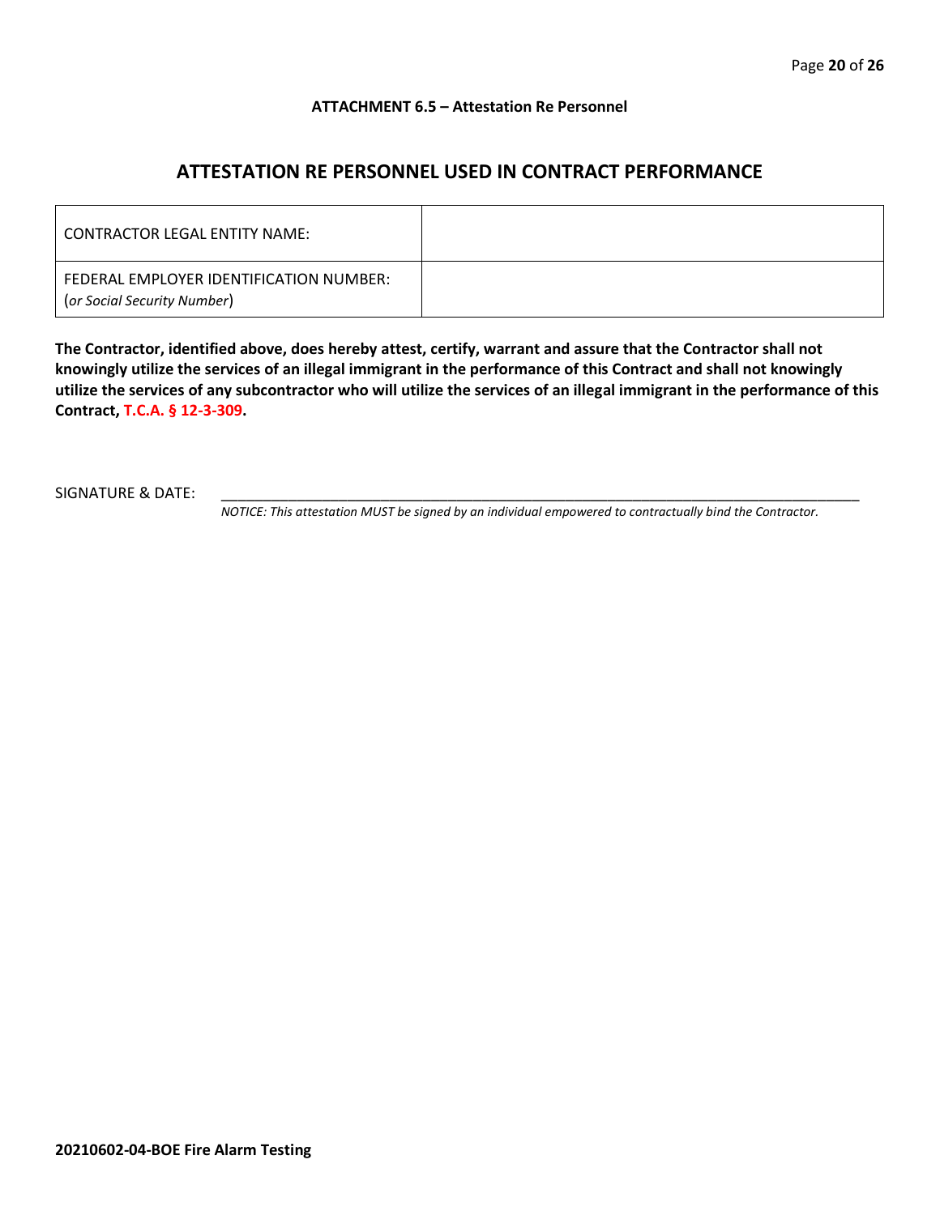**ATTACHMENT 6.5 – Attestation Re Personnel**

## ATTESTATION RE PERSONNEL USED IN CONTRACT PERFORMANCE

| CONTRACTOR LEGAL ENTITY NAME: | |
|---|---|
| FEDERAL EMPLOYER IDENTIFICATION NUMBER: (*or Social Security Number*) | |

**The Contractor, identified above, does hereby attest, certify, warrant and assure that the Contractor shall not knowingly utilize the services of an illegal immigrant in the performance of this Contract and shall not knowingly utilize the services of any subcontractor who will utilize the services of an illegal immigrant in the performance of this Contract, T.C.A. § 12-3-309.**

SIGNATURE & DATE: ______________________________________________________________

*NOTICE: This attestation MUST be signed by an individual empowered to contractually bind the Contractor.*

**20210602-04-BOE Fire Alarm Testing**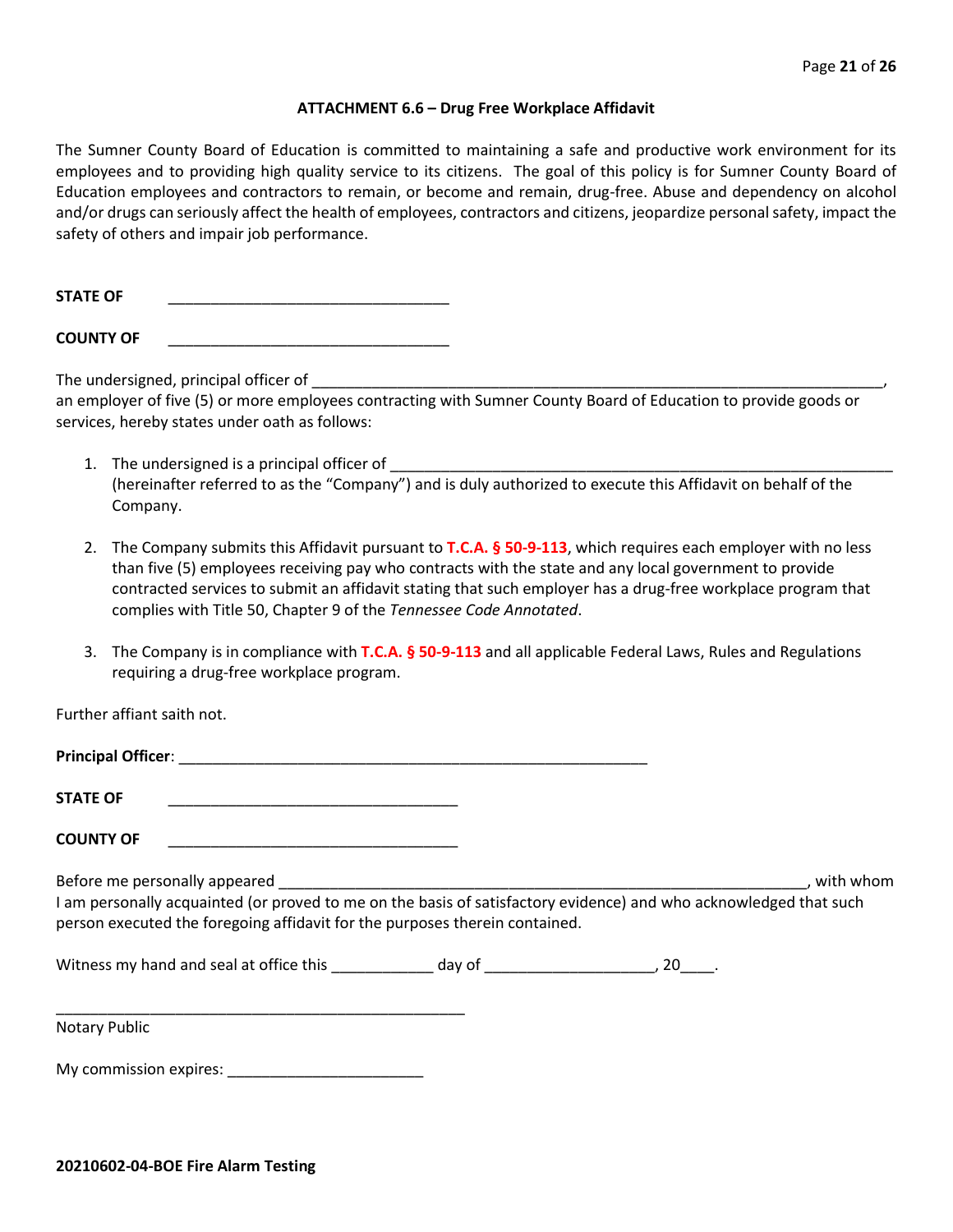### ATTACHMENT 6.6 – Drug Free Workplace Affidavit

The Sumner County Board of Education is committed to maintaining a safe and productive work environment for its employees and to providing high quality service to its citizens. The goal of this policy is for Sumner County Board of Education employees and contractors to remain, or become and remain, drug-free. Abuse and dependency on alcohol and/or drugs can seriously affect the health of employees, contractors and citizens, jeopardize personal safety, impact the safety of others and impair job performance.

**STATE OF** ________________________________

**COUNTY OF** ________________________________

The undersigned, principal officer of ____________________________________________________________________, an employer of five (5) or more employees contracting with Sumner County Board of Education to provide goods or services, hereby states under oath as follows:

1. The undersigned is a principal officer of ___________________________________________________________ (hereinafter referred to as the "Company") and is duly authorized to execute this Affidavit on behalf of the Company.

2. The Company submits this Affidavit pursuant to **T.C.A. § 50-9-113**, which requires each employer with no less than five (5) employees receiving pay who contracts with the state and any local government to provide contracted services to submit an affidavit stating that such employer has a drug-free workplace program that complies with Title 50, Chapter 9 of the *Tennessee Code Annotated*.

3. The Company is in compliance with **T.C.A. § 50-9-113** and all applicable Federal Laws, Rules and Regulations requiring a drug-free workplace program.

Further affiant saith not.

**Principal Officer**: ______________________________________________________

**STATE OF** __________________________________

**COUNTY OF** __________________________________

Before me personally appeared ____________________________________________________________, with whom I am personally acquainted (or proved to me on the basis of satisfactory evidence) and who acknowledged that such person executed the foregoing affidavit for the purposes therein contained.

Witness my hand and seal at office this ____________ day of ____________________, 20____.

_______________________________________________

Notary Public

My commission expires: _______________________

**20210602-04-BOE Fire Alarm Testing**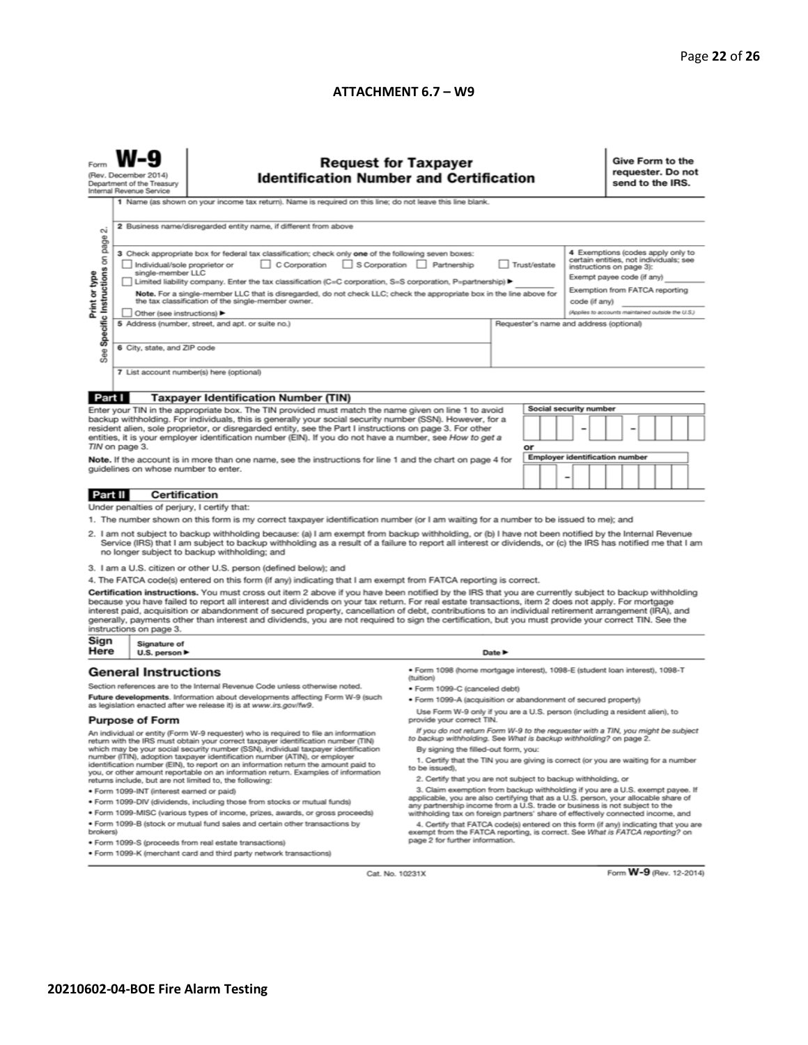**ATTACHMENT 6.7 – W9**

Form **W-9**
(Rev. December 2014)
Department of the Treasury
Internal Revenue Service

## Request for Taxpayer Identification Number and Certification

**Give Form to the requester. Do not send to the IRS.**

Print or type
See Specific Instructions on page 2.

1 Name (as shown on your income tax return). Name is required on this line; do not leave this line blank.

2 Business name/disregarded entity name, if different from above

3 Check appropriate box for federal tax classification; check only **one** of the following seven boxes:

☐ Individual/sole proprietor or single-member LLC ☐ C Corporation ☐ S Corporation ☐ Partnership ☐ Trust/estate

☐ Limited liability company. Enter the tax classification (C=C corporation, S=S corporation, P=partnership) ▶ ________

**Note.** For a single-member LLC that is disregarded, do not check LLC; check the appropriate box in the line above for the tax classification of the single-member owner.

☐ Other (see instructions) ▶

4 Exemptions (codes apply only to certain entities, not individuals; see instructions on page 3):

Exempt payee code (if any) ________

Exemption from FATCA reporting code (if any) ________

*(Applies to accounts maintained outside the U.S.)*

5 Address (number, street, and apt. or suite no.)

Requester's name and address (optional)

6 City, state, and ZIP code

7 List account number(s) here (optional)

### Part I Taxpayer Identification Number (TIN)

Enter your TIN in the appropriate box. The TIN provided must match the name given on line 1 to avoid backup withholding. For individuals, this is generally your social security number (SSN). However, for a resident alien, sole proprietor, or disregarded entity, see the Part I instructions on page 3. For other entities, it is your employer identification number (EIN). If you do not have a number, see *How to get a TIN* on page 3.

**Note.** If the account is in more than one name, see the instructions for line 1 and the chart on page 4 for guidelines on whose number to enter.

**Social security number**

☐☐☐ – ☐☐ – ☐☐☐☐

or

**Employer identification number**

☐☐ – ☐☐☐☐☐☐☐

### Part II Certification

Under penalties of perjury, I certify that:

1. The number shown on this form is my correct taxpayer identification number (or I am waiting for a number to be issued to me); and
2. I am not subject to backup withholding because: (a) I am exempt from backup withholding, or (b) I have not been notified by the Internal Revenue Service (IRS) that I am subject to backup withholding as a result of a failure to report all interest or dividends, or (c) the IRS has notified me that I am no longer subject to backup withholding; and
3. I am a U.S. citizen or other U.S. person (defined below); and
4. The FATCA code(s) entered on this form (if any) indicating that I am exempt from FATCA reporting is correct.

**Certification instructions.** You must cross out item 2 above if you have been notified by the IRS that you are currently subject to backup withholding because you have failed to report all interest and dividends on your tax return. For real estate transactions, item 2 does not apply. For mortgage interest paid, acquisition or abandonment of secured property, cancellation of debt, contributions to an individual retirement arrangement (IRA), and generally, payments other than interest and dividends, you are not required to sign the certification, but you must provide your correct TIN. See the instructions on page 3.

**Sign Here** Signature of U.S. person ▶ Date ▶

## General Instructions

Section references are to the Internal Revenue Code unless otherwise noted.

**Future developments.** Information about developments affecting Form W-9 (such as legislation enacted after we release it) is at *www.irs.gov/fw9*.

### Purpose of Form

An individual or entity (Form W-9 requester) who is required to file an information return with the IRS must obtain your correct taxpayer identification number (TIN) which may be your social security number (SSN), individual taxpayer identification number (ITIN), adoption taxpayer identification number (ATIN), or employer identification number (EIN), to report on an information return the amount paid to you, or other amount reportable on an information return. Examples of information returns include, but are not limited to, the following:

- Form 1099-INT (interest earned or paid)
- Form 1099-DIV (dividends, including those from stocks or mutual funds)
- Form 1099-MISC (various types of income, prizes, awards, or gross proceeds)
- Form 1099-B (stock or mutual fund sales and certain other transactions by brokers)
- Form 1099-S (proceeds from real estate transactions)
- Form 1099-K (merchant card and third party network transactions)
- Form 1098 (home mortgage interest), 1098-E (student loan interest), 1098-T (tuition)
- Form 1099-C (canceled debt)
- Form 1099-A (acquisition or abandonment of secured property)

Use Form W-9 only if you are a U.S. person (including a resident alien), to provide your correct TIN.

*If you do not return Form W-9 to the requester with a TIN, you might be subject to backup withholding. See What is backup withholding? on page 2.*

By signing the filled-out form, you:

1. Certify that the TIN you are giving is correct (or you are waiting for a number to be issued),
2. Certify that you are not subject to backup withholding, or
3. Claim exemption from backup withholding if you are a U.S. exempt payee. If applicable, you are also certifying that as a U.S. person, your allocable share of any partnership income from a U.S. trade or business is not subject to the withholding tax on foreign partners' share of effectively connected income, and
4. Certify that FATCA code(s) entered on this form (if any) indicating that you are exempt from the FATCA reporting, is correct. See *What is FATCA reporting?* on page 2 for further information.

Cat. No. 10231X Form **W-9** (Rev. 12-2014)

**20210602-04-BOE Fire Alarm Testing**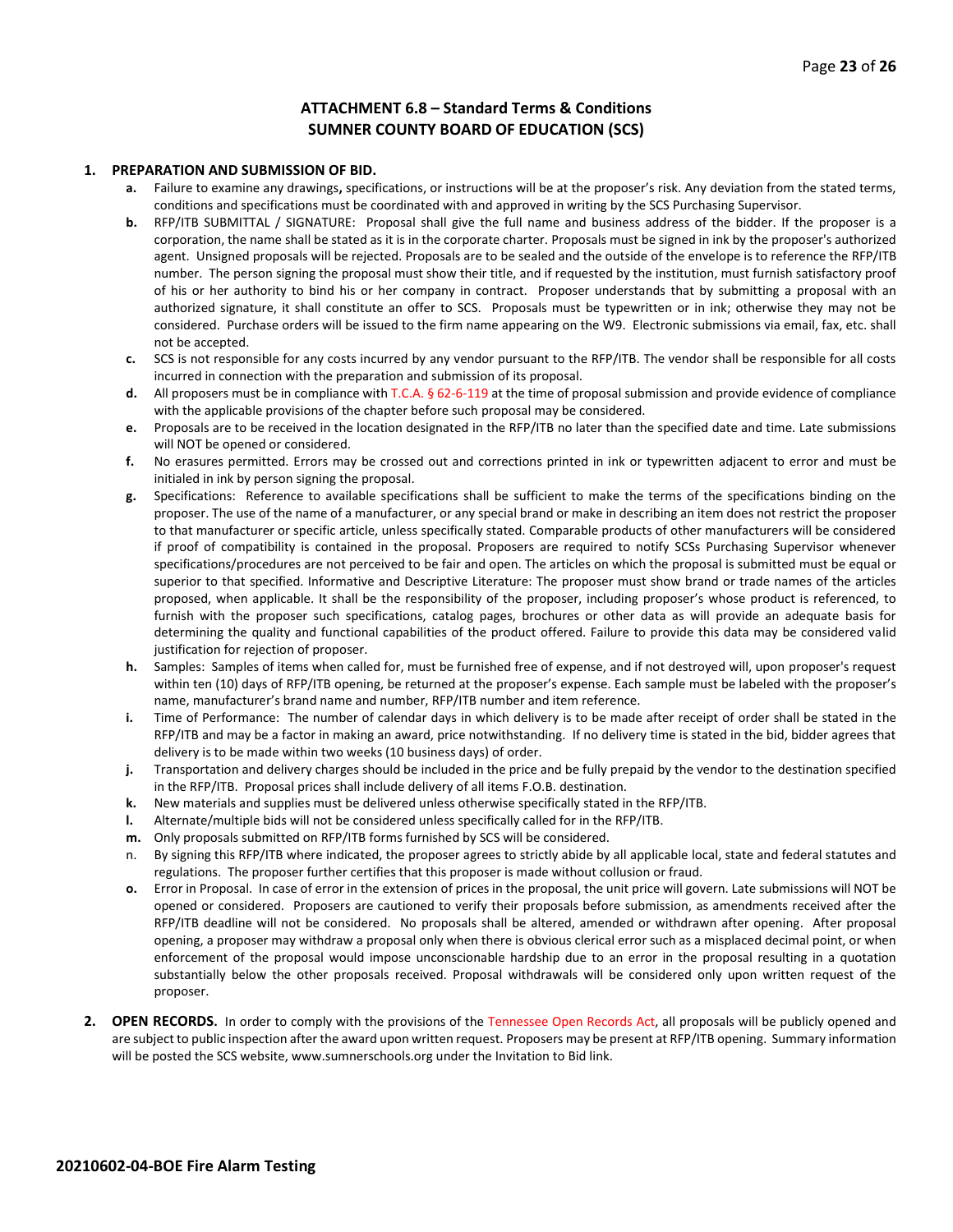# ATTACHMENT 6.8 – Standard Terms & Conditions
## SUMNER COUNTY BOARD OF EDUCATION (SCS)

1. **PREPARATION AND SUBMISSION OF BID.**
   - **a.** Failure to examine any drawings**,** specifications, or instructions will be at the proposer's risk. Any deviation from the stated terms, conditions and specifications must be coordinated with and approved in writing by the SCS Purchasing Supervisor.
   - **b.** RFP/ITB SUBMITTAL / SIGNATURE: Proposal shall give the full name and business address of the bidder. If the proposer is a corporation, the name shall be stated as it is in the corporate charter. Proposals must be signed in ink by the proposer's authorized agent. Unsigned proposals will be rejected. Proposals are to be sealed and the outside of the envelope is to reference the RFP/ITB number. The person signing the proposal must show their title, and if requested by the institution, must furnish satisfactory proof of his or her authority to bind his or her company in contract. Proposer understands that by submitting a proposal with an authorized signature, it shall constitute an offer to SCS. Proposals must be typewritten or in ink; otherwise they may not be considered. Purchase orders will be issued to the firm name appearing on the W9. Electronic submissions via email, fax, etc. shall not be accepted.
   - **c.** SCS is not responsible for any costs incurred by any vendor pursuant to the RFP/ITB. The vendor shall be responsible for all costs incurred in connection with the preparation and submission of its proposal.
   - **d.** All proposers must be in compliance with T.C.A. § 62-6-119 at the time of proposal submission and provide evidence of compliance with the applicable provisions of the chapter before such proposal may be considered.
   - **e.** Proposals are to be received in the location designated in the RFP/ITB no later than the specified date and time. Late submissions will NOT be opened or considered.
   - **f.** No erasures permitted. Errors may be crossed out and corrections printed in ink or typewritten adjacent to error and must be initialed in ink by person signing the proposal.
   - **g.** Specifications: Reference to available specifications shall be sufficient to make the terms of the specifications binding on the proposer. The use of the name of a manufacturer, or any special brand or make in describing an item does not restrict the proposer to that manufacturer or specific article, unless specifically stated. Comparable products of other manufacturers will be considered if proof of compatibility is contained in the proposal. Proposers are required to notify SCSs Purchasing Supervisor whenever specifications/procedures are not perceived to be fair and open. The articles on which the proposal is submitted must be equal or superior to that specified. Informative and Descriptive Literature: The proposer must show brand or trade names of the articles proposed, when applicable. It shall be the responsibility of the proposer, including proposer's whose product is referenced, to furnish with the proposer such specifications, catalog pages, brochures or other data as will provide an adequate basis for determining the quality and functional capabilities of the product offered. Failure to provide this data may be considered valid justification for rejection of proposer.
   - **h.** Samples: Samples of items when called for, must be furnished free of expense, and if not destroyed will, upon proposer's request within ten (10) days of RFP/ITB opening, be returned at the proposer's expense. Each sample must be labeled with the proposer's name, manufacturer's brand name and number, RFP/ITB number and item reference.
   - **i.** Time of Performance: The number of calendar days in which delivery is to be made after receipt of order shall be stated in the RFP/ITB and may be a factor in making an award, price notwithstanding. If no delivery time is stated in the bid, bidder agrees that delivery is to be made within two weeks (10 business days) of order.
   - **j.** Transportation and delivery charges should be included in the price and be fully prepaid by the vendor to the destination specified in the RFP/ITB. Proposal prices shall include delivery of all items F.O.B. destination.
   - **k.** New materials and supplies must be delivered unless otherwise specifically stated in the RFP/ITB.
   - **l.** Alternate/multiple bids will not be considered unless specifically called for in the RFP/ITB.
   - **m.** Only proposals submitted on RFP/ITB forms furnished by SCS will be considered.
   - n. By signing this RFP/ITB where indicated, the proposer agrees to strictly abide by all applicable local, state and federal statutes and regulations. The proposer further certifies that this proposer is made without collusion or fraud.
   - **o.** Error in Proposal. In case of error in the extension of prices in the proposal, the unit price will govern. Late submissions will NOT be opened or considered. Proposers are cautioned to verify their proposals before submission, as amendments received after the RFP/ITB deadline will not be considered. No proposals shall be altered, amended or withdrawn after opening. After proposal opening, a proposer may withdraw a proposal only when there is obvious clerical error such as a misplaced decimal point, or when enforcement of the proposal would impose unconscionable hardship due to an error in the proposal resulting in a quotation substantially below the other proposals received. Proposal withdrawals will be considered only upon written request of the proposer.

2. **OPEN RECORDS.** In order to comply with the provisions of the Tennessee Open Records Act, all proposals will be publicly opened and are subject to public inspection after the award upon written request. Proposers may be present at RFP/ITB opening. Summary information will be posted the SCS website, www.sumnerschools.org under the Invitation to Bid link.

**20210602-04-BOE Fire Alarm Testing**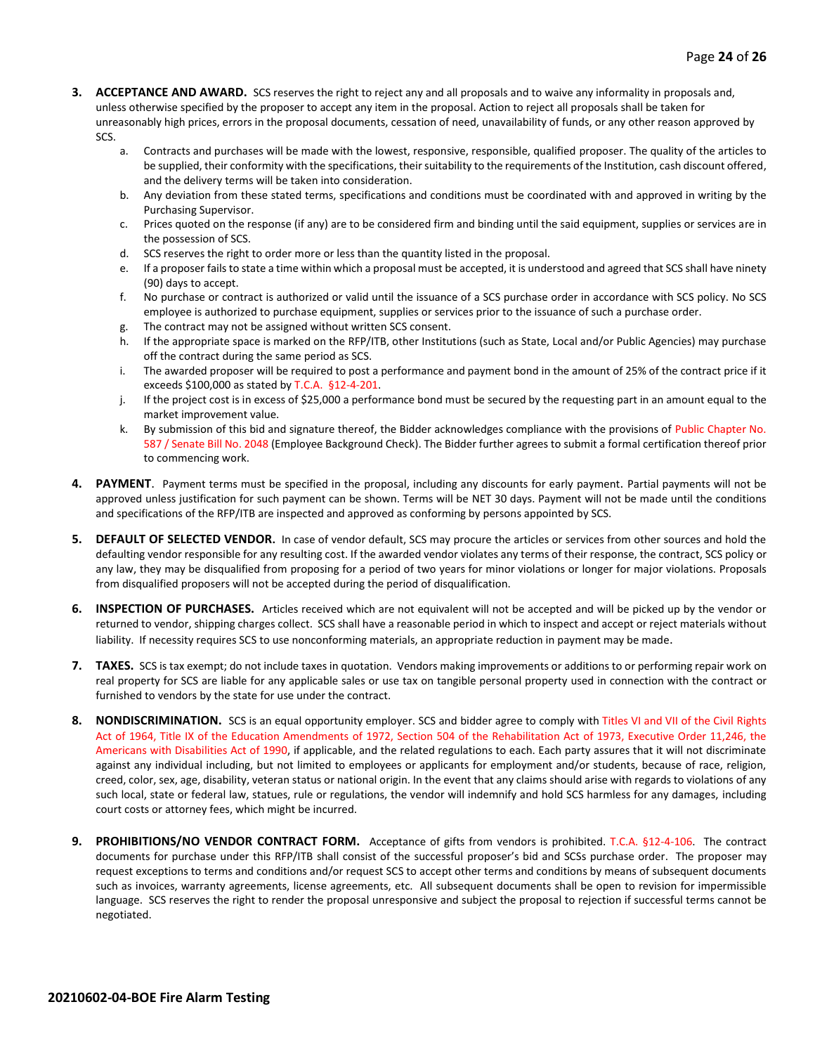3. **ACCEPTANCE AND AWARD.** SCS reserves the right to reject any and all proposals and to waive any informality in proposals and, unless otherwise specified by the proposer to accept any item in the proposal. Action to reject all proposals shall be taken for unreasonably high prices, errors in the proposal documents, cessation of need, unavailability of funds, or any other reason approved by SCS.
   a. Contracts and purchases will be made with the lowest, responsive, responsible, qualified proposer. The quality of the articles to be supplied, their conformity with the specifications, their suitability to the requirements of the Institution, cash discount offered, and the delivery terms will be taken into consideration.
   b. Any deviation from these stated terms, specifications and conditions must be coordinated with and approved in writing by the Purchasing Supervisor.
   c. Prices quoted on the response (if any) are to be considered firm and binding until the said equipment, supplies or services are in the possession of SCS.
   d. SCS reserves the right to order more or less than the quantity listed in the proposal.
   e. If a proposer fails to state a time within which a proposal must be accepted, it is understood and agreed that SCS shall have ninety (90) days to accept.
   f. No purchase or contract is authorized or valid until the issuance of a SCS purchase order in accordance with SCS policy. No SCS employee is authorized to purchase equipment, supplies or services prior to the issuance of such a purchase order.
   g. The contract may not be assigned without written SCS consent.
   h. If the appropriate space is marked on the RFP/ITB, other Institutions (such as State, Local and/or Public Agencies) may purchase off the contract during the same period as SCS.
   i. The awarded proposer will be required to post a performance and payment bond in the amount of 25% of the contract price if it exceeds $100,000 as stated by T.C.A. §12-4-201.
   j. If the project cost is in excess of $25,000 a performance bond must be secured by the requesting part in an amount equal to the market improvement value.
   k. By submission of this bid and signature thereof, the Bidder acknowledges compliance with the provisions of Public Chapter No. 587 / Senate Bill No. 2048 (Employee Background Check). The Bidder further agrees to submit a formal certification thereof prior to commencing work.

4. **PAYMENT**. Payment terms must be specified in the proposal, including any discounts for early payment. Partial payments will not be approved unless justification for such payment can be shown. Terms will be NET 30 days. Payment will not be made until the conditions and specifications of the RFP/ITB are inspected and approved as conforming by persons appointed by SCS.

5. **DEFAULT OF SELECTED VENDOR.** In case of vendor default, SCS may procure the articles or services from other sources and hold the defaulting vendor responsible for any resulting cost. If the awarded vendor violates any terms of their response, the contract, SCS policy or any law, they may be disqualified from proposing for a period of two years for minor violations or longer for major violations. Proposals from disqualified proposers will not be accepted during the period of disqualification.

6. **INSPECTION OF PURCHASES.** Articles received which are not equivalent will not be accepted and will be picked up by the vendor or returned to vendor, shipping charges collect. SCS shall have a reasonable period in which to inspect and accept or reject materials without liability. If necessity requires SCS to use nonconforming materials, an appropriate reduction in payment may be made.

7. **TAXES.** SCS is tax exempt; do not include taxes in quotation. Vendors making improvements or additions to or performing repair work on real property for SCS are liable for any applicable sales or use tax on tangible personal property used in connection with the contract or furnished to vendors by the state for use under the contract.

8. **NONDISCRIMINATION.** SCS is an equal opportunity employer. SCS and bidder agree to comply with Titles VI and VII of the Civil Rights Act of 1964, Title IX of the Education Amendments of 1972, Section 504 of the Rehabilitation Act of 1973, Executive Order 11,246, the Americans with Disabilities Act of 1990, if applicable, and the related regulations to each. Each party assures that it will not discriminate against any individual including, but not limited to employees or applicants for employment and/or students, because of race, religion, creed, color, sex, age, disability, veteran status or national origin. In the event that any claims should arise with regards to violations of any such local, state or federal law, statues, rule or regulations, the vendor will indemnify and hold SCS harmless for any damages, including court costs or attorney fees, which might be incurred.

9. **PROHIBITIONS/NO VENDOR CONTRACT FORM.** Acceptance of gifts from vendors is prohibited. T.C.A. §12-4-106. The contract documents for purchase under this RFP/ITB shall consist of the successful proposer's bid and SCSs purchase order. The proposer may request exceptions to terms and conditions and/or request SCS to accept other terms and conditions by means of subsequent documents such as invoices, warranty agreements, license agreements, etc. All subsequent documents shall be open to revision for impermissible language. SCS reserves the right to render the proposal unresponsive and subject the proposal to rejection if successful terms cannot be negotiated.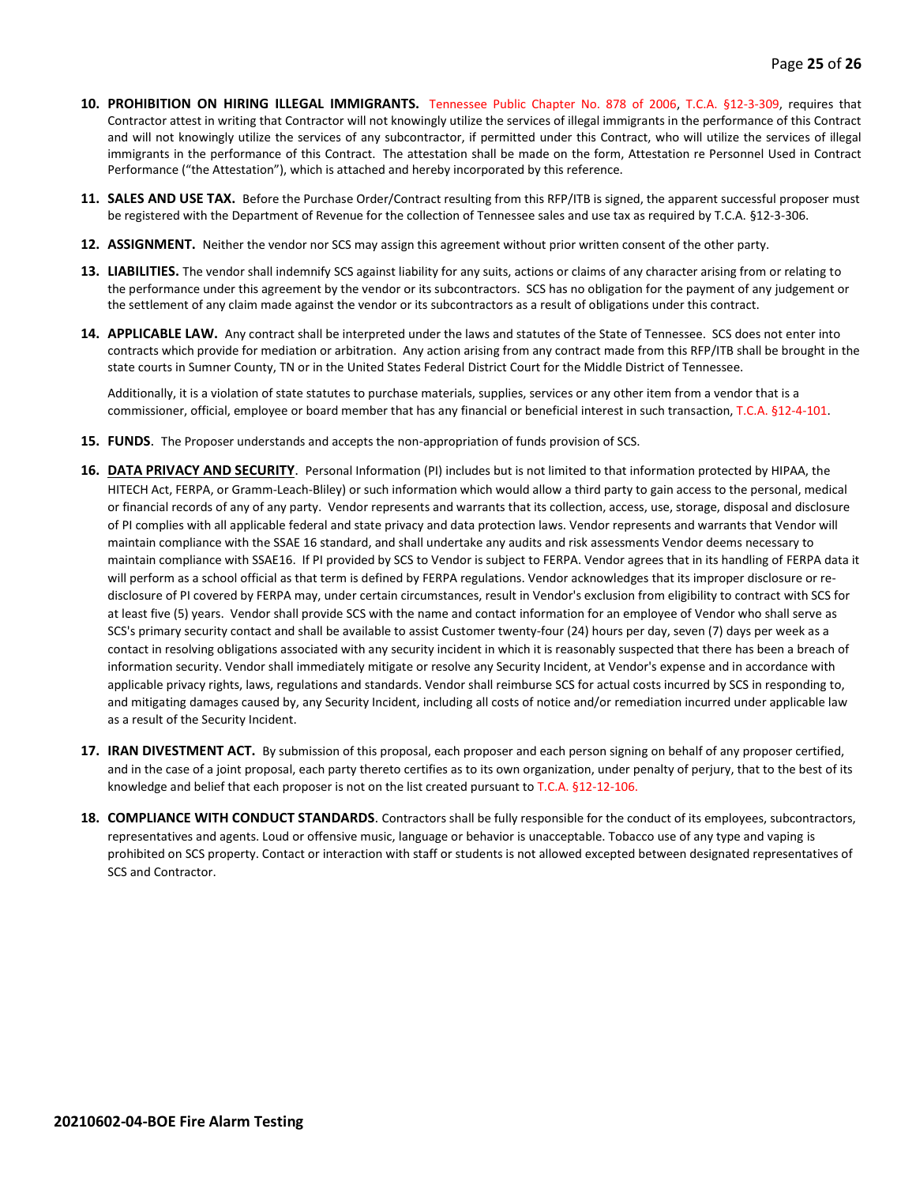10. **PROHIBITION ON HIRING ILLEGAL IMMIGRANTS.** Tennessee Public Chapter No. 878 of 2006, T.C.A. §12-3-309, requires that Contractor attest in writing that Contractor will not knowingly utilize the services of illegal immigrants in the performance of this Contract and will not knowingly utilize the services of any subcontractor, if permitted under this Contract, who will utilize the services of illegal immigrants in the performance of this Contract. The attestation shall be made on the form, Attestation re Personnel Used in Contract Performance ("the Attestation"), which is attached and hereby incorporated by this reference.

11. **SALES AND USE TAX.** Before the Purchase Order/Contract resulting from this RFP/ITB is signed, the apparent successful proposer must be registered with the Department of Revenue for the collection of Tennessee sales and use tax as required by T.C.A. §12-3-306.

12. **ASSIGNMENT.** Neither the vendor nor SCS may assign this agreement without prior written consent of the other party.

13. **LIABILITIES.** The vendor shall indemnify SCS against liability for any suits, actions or claims of any character arising from or relating to the performance under this agreement by the vendor or its subcontractors. SCS has no obligation for the payment of any judgement or the settlement of any claim made against the vendor or its subcontractors as a result of obligations under this contract.

14. **APPLICABLE LAW.** Any contract shall be interpreted under the laws and statutes of the State of Tennessee. SCS does not enter into contracts which provide for mediation or arbitration. Any action arising from any contract made from this RFP/ITB shall be brought in the state courts in Sumner County, TN or in the United States Federal District Court for the Middle District of Tennessee.

    Additionally, it is a violation of state statutes to purchase materials, supplies, services or any other item from a vendor that is a commissioner, official, employee or board member that has any financial or beneficial interest in such transaction, T.C.A. §12-4-101.

15. **FUNDS**. The Proposer understands and accepts the non-appropriation of funds provision of SCS.

16. **DATA PRIVACY AND SECURITY**. Personal Information (PI) includes but is not limited to that information protected by HIPAA, the HITECH Act, FERPA, or Gramm-Leach-Bliley) or such information which would allow a third party to gain access to the personal, medical or financial records of any of any party. Vendor represents and warrants that its collection, access, use, storage, disposal and disclosure of PI complies with all applicable federal and state privacy and data protection laws. Vendor represents and warrants that Vendor will maintain compliance with the SSAE 16 standard, and shall undertake any audits and risk assessments Vendor deems necessary to maintain compliance with SSAE16. If PI provided by SCS to Vendor is subject to FERPA. Vendor agrees that in its handling of FERPA data it will perform as a school official as that term is defined by FERPA regulations. Vendor acknowledges that its improper disclosure or re-disclosure of PI covered by FERPA may, under certain circumstances, result in Vendor's exclusion from eligibility to contract with SCS for at least five (5) years. Vendor shall provide SCS with the name and contact information for an employee of Vendor who shall serve as SCS's primary security contact and shall be available to assist Customer twenty-four (24) hours per day, seven (7) days per week as a contact in resolving obligations associated with any security incident in which it is reasonably suspected that there has been a breach of information security. Vendor shall immediately mitigate or resolve any Security Incident, at Vendor's expense and in accordance with applicable privacy rights, laws, regulations and standards. Vendor shall reimburse SCS for actual costs incurred by SCS in responding to, and mitigating damages caused by, any Security Incident, including all costs of notice and/or remediation incurred under applicable law as a result of the Security Incident.

17. **IRAN DIVESTMENT ACT.** By submission of this proposal, each proposer and each person signing on behalf of any proposer certified, and in the case of a joint proposal, each party thereto certifies as to its own organization, under penalty of perjury, that to the best of its knowledge and belief that each proposer is not on the list created pursuant to T.C.A. §12-12-106.

18. **COMPLIANCE WITH CONDUCT STANDARDS**. Contractors shall be fully responsible for the conduct of its employees, subcontractors, representatives and agents. Loud or offensive music, language or behavior is unacceptable. Tobacco use of any type and vaping is prohibited on SCS property. Contact or interaction with staff or students is not allowed excepted between designated representatives of SCS and Contractor.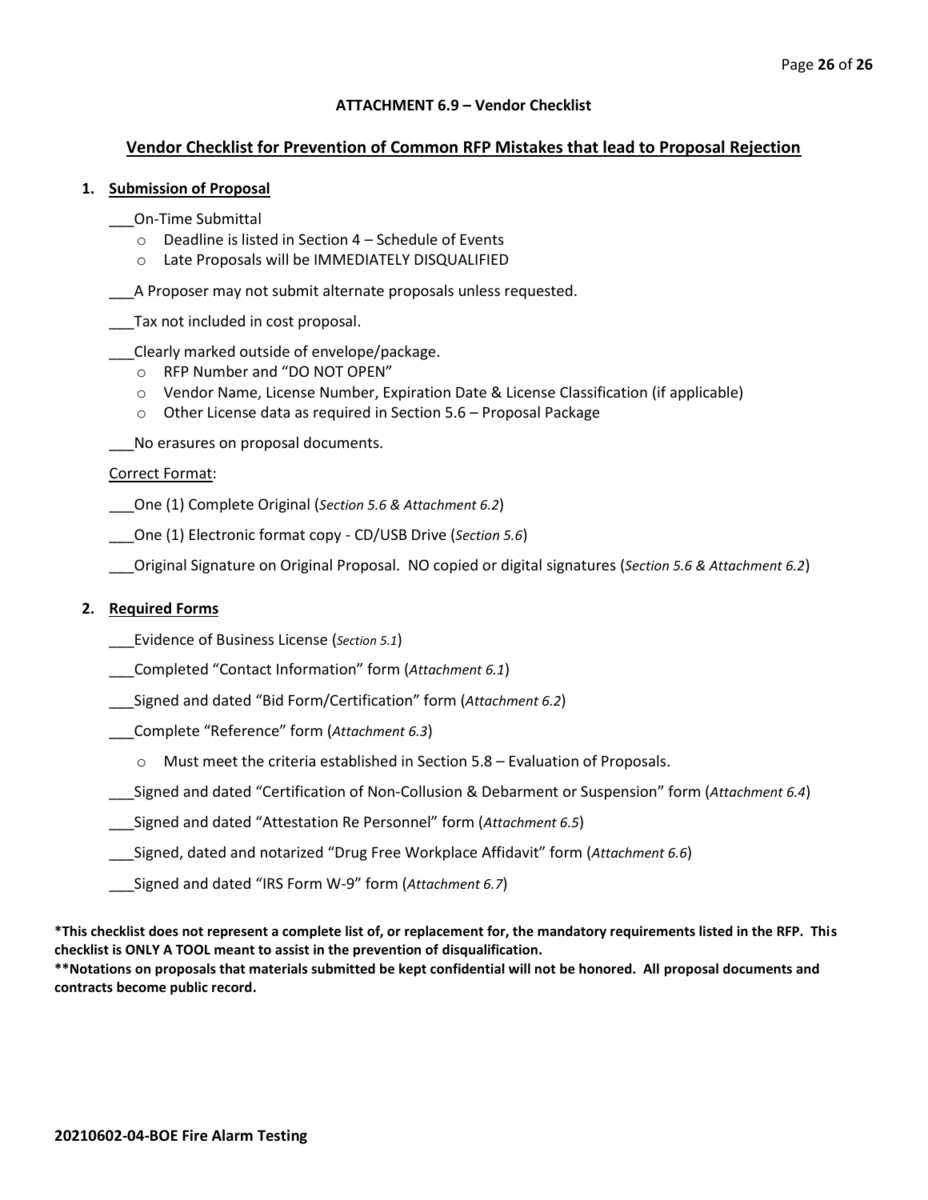**ATTACHMENT 6.9 – Vendor Checklist**

## Vendor Checklist for Prevention of Common RFP Mistakes that lead to Proposal Rejection

### 1. Submission of Proposal

___On-Time Submittal
- Deadline is listed in Section 4 – Schedule of Events
- Late Proposals will be IMMEDIATELY DISQUALIFIED

___A Proposer may not submit alternate proposals unless requested.

___Tax not included in cost proposal.

___Clearly marked outside of envelope/package.
- RFP Number and "DO NOT OPEN"
- Vendor Name, License Number, Expiration Date & License Classification (if applicable)
- Other License data as required in Section 5.6 – Proposal Package

___No erasures on proposal documents.

Correct Format:

___One (1) Complete Original (*Section 5.6 & Attachment 6.2*)

___One (1) Electronic format copy - CD/USB Drive (*Section 5.6*)

___Original Signature on Original Proposal. NO copied or digital signatures (*Section 5.6 & Attachment 6.2*)

### 2. Required Forms

___Evidence of Business License (*Section 5.1*)

___Completed "Contact Information" form (*Attachment 6.1*)

___Signed and dated "Bid Form/Certification" form (*Attachment 6.2*)

___Complete "Reference" form (*Attachment 6.3*)
- Must meet the criteria established in Section 5.8 – Evaluation of Proposals.

___Signed and dated "Certification of Non-Collusion & Debarment or Suspension" form (*Attachment 6.4*)

___Signed and dated "Attestation Re Personnel" form (*Attachment 6.5*)

___Signed, dated and notarized "Drug Free Workplace Affidavit" form (*Attachment 6.6*)

___Signed and dated "IRS Form W-9" form (*Attachment 6.7*)

**\*This checklist does not represent a complete list of, or replacement for, the mandatory requirements listed in the RFP. This checklist is ONLY A TOOL meant to assist in the prevention of disqualification.**

**\*\*Notations on proposals that materials submitted be kept confidential will not be honored. All proposal documents and contracts become public record.**

**20210602-04-BOE Fire Alarm Testing**